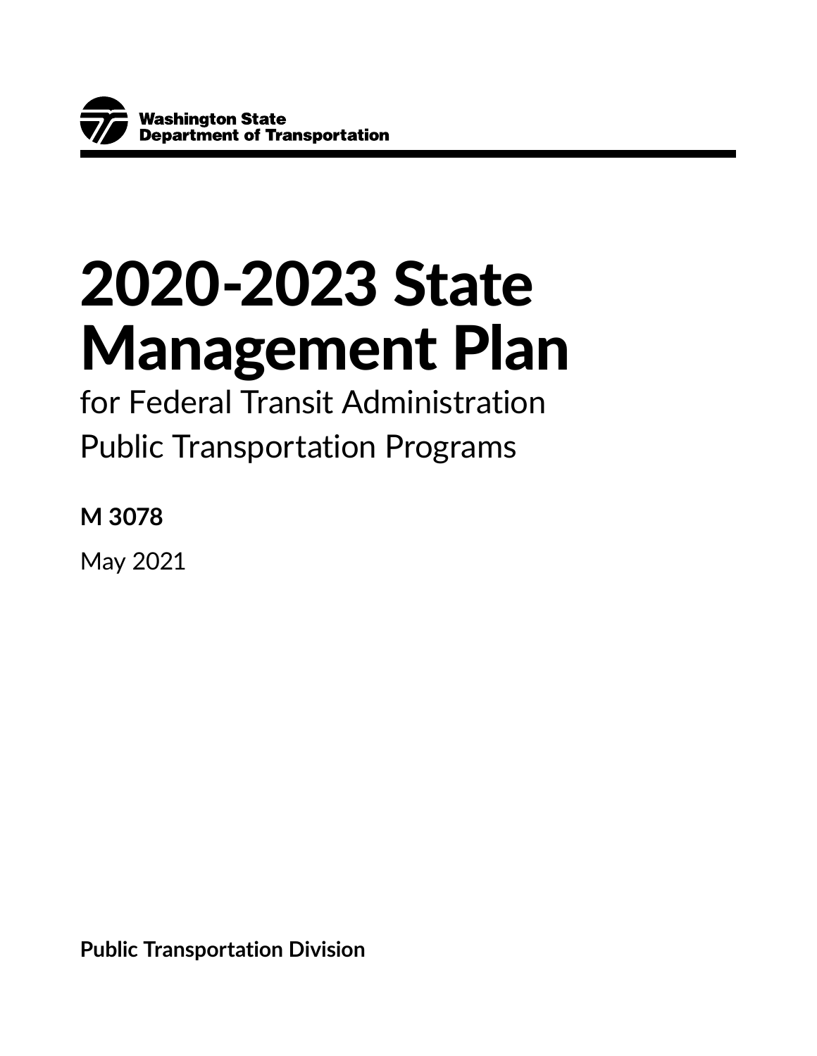Washington State Department of Transportation

# 2020-2023 State Management Plan

for Federal Transit Administration Public Transportation Programs

**M 3078**

May 2021

**Public Transportation Division**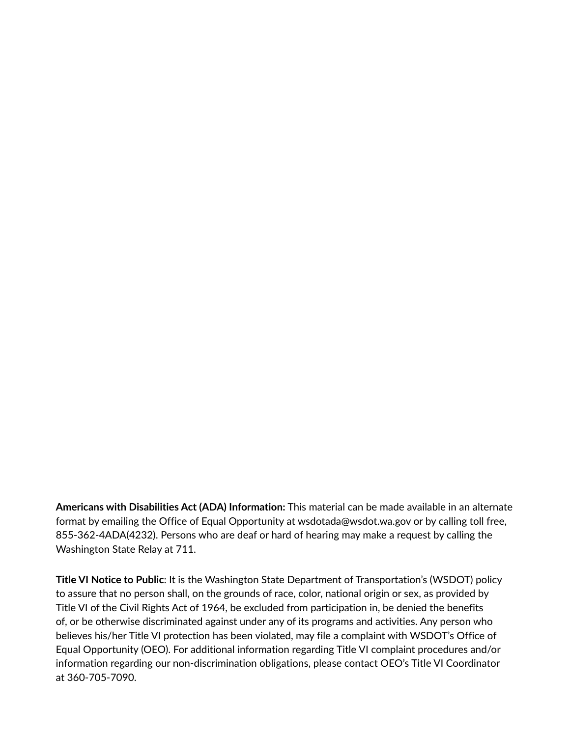**Americans with Disabilities Act (ADA) Information:** This material can be made available in an alternate format by emailing the Office of Equal Opportunity at wsdotada@wsdot.wa.gov or by calling toll free, 855-362-4ADA(4232). Persons who are deaf or hard of hearing may make a request by calling the Washington State Relay at 711.

**Title VI Notice to Public**: It is the Washington State Department of Transportation's (WSDOT) policy to assure that no person shall, on the grounds of race, color, national origin or sex, as provided by Title VI of the Civil Rights Act of 1964, be excluded from participation in, be denied the benefits of, or be otherwise discriminated against under any of its programs and activities. Any person who believes his/her Title VI protection has been violated, may file a complaint with WSDOT's Office of Equal Opportunity (OEO). For additional information regarding Title VI complaint procedures and/or information regarding our non-discrimination obligations, please contact OEO's Title VI Coordinator at 360-705-7090.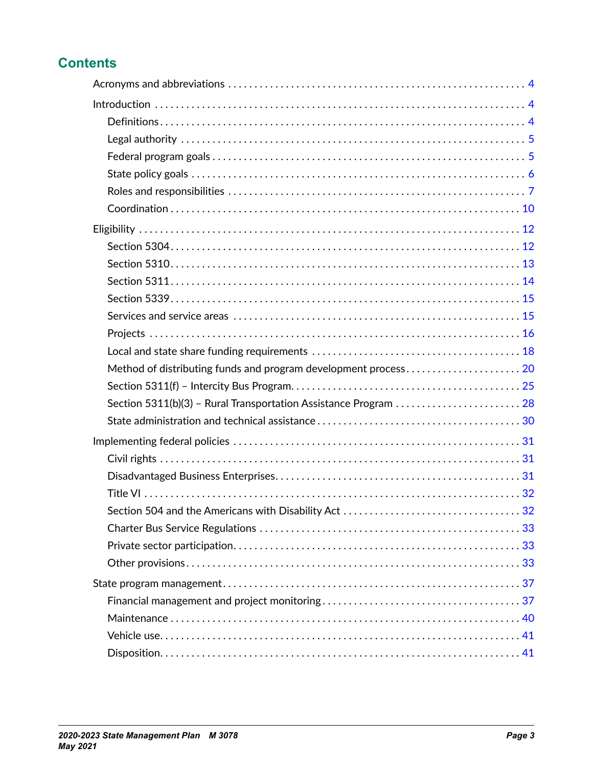## Contents

- Acronyms and abbreviations ... 4
- Introduction ... 4
  - Definitions ... 4
  - Legal authority ... 5
  - Federal program goals ... 5
  - State policy goals ... 6
  - Roles and responsibilities ... 7
  - Coordination ... 10
- Eligibility ... 12
  - Section 5304 ... 12
  - Section 5310 ... 13
  - Section 5311 ... 14
  - Section 5339 ... 15
  - Services and service areas ... 15
  - Projects ... 16
  - Local and state share funding requirements ... 18
  - Method of distributing funds and program development process ... 20
  - Section 5311(f) – Intercity Bus Program ... 25
  - Section 5311(b)(3) – Rural Transportation Assistance Program ... 28
  - State administration and technical assistance ... 30
- Implementing federal policies ... 31
  - Civil rights ... 31
  - Disadvantaged Business Enterprises ... 31
  - Title VI ... 32
  - Section 504 and the Americans with Disability Act ... 32
  - Charter Bus Service Regulations ... 33
  - Private sector participation ... 33
  - Other provisions ... 33
- State program management ... 37
  - Financial management and project monitoring ... 37
  - Maintenance ... 40
  - Vehicle use ... 41
  - Disposition ... 41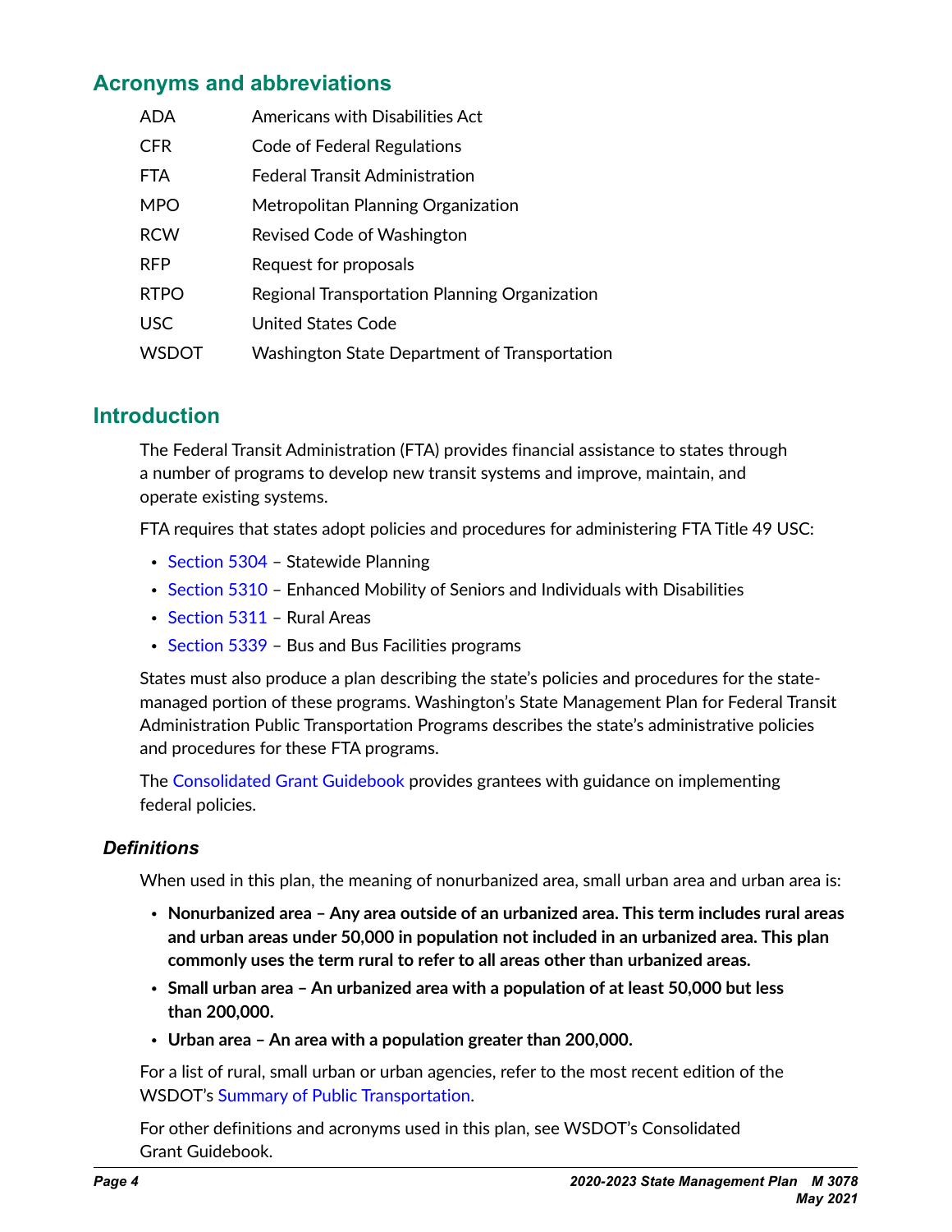## Acronyms and abbreviations

| | |
|---|---|
| ADA | Americans with Disabilities Act |
| CFR | Code of Federal Regulations |
| FTA | Federal Transit Administration |
| MPO | Metropolitan Planning Organization |
| RCW | Revised Code of Washington |
| RFP | Request for proposals |
| RTPO | Regional Transportation Planning Organization |
| USC | United States Code |
| WSDOT | Washington State Department of Transportation |

## Introduction

The Federal Transit Administration (FTA) provides financial assistance to states through a number of programs to develop new transit systems and improve, maintain, and operate existing systems.

FTA requires that states adopt policies and procedures for administering FTA Title 49 USC:

- Section 5304 – Statewide Planning
- Section 5310 – Enhanced Mobility of Seniors and Individuals with Disabilities
- Section 5311 – Rural Areas
- Section 5339 – Bus and Bus Facilities programs

States must also produce a plan describing the state's policies and procedures for the state-managed portion of these programs. Washington's State Management Plan for Federal Transit Administration Public Transportation Programs describes the state's administrative policies and procedures for these FTA programs.

The Consolidated Grant Guidebook provides grantees with guidance on implementing federal policies.

### *Definitions*

When used in this plan, the meaning of nonurbanized area, small urban area and urban area is:

- **Nonurbanized area – Any area outside of an urbanized area. This term includes rural areas and urban areas under 50,000 in population not included in an urbanized area. This plan commonly uses the term rural to refer to all areas other than urbanized areas.**
- **Small urban area – An urbanized area with a population of at least 50,000 but less than 200,000.**
- **Urban area – An area with a population greater than 200,000.**

For a list of rural, small urban or urban agencies, refer to the most recent edition of the WSDOT's Summary of Public Transportation.

For other definitions and acronyms used in this plan, see WSDOT's Consolidated Grant Guidebook.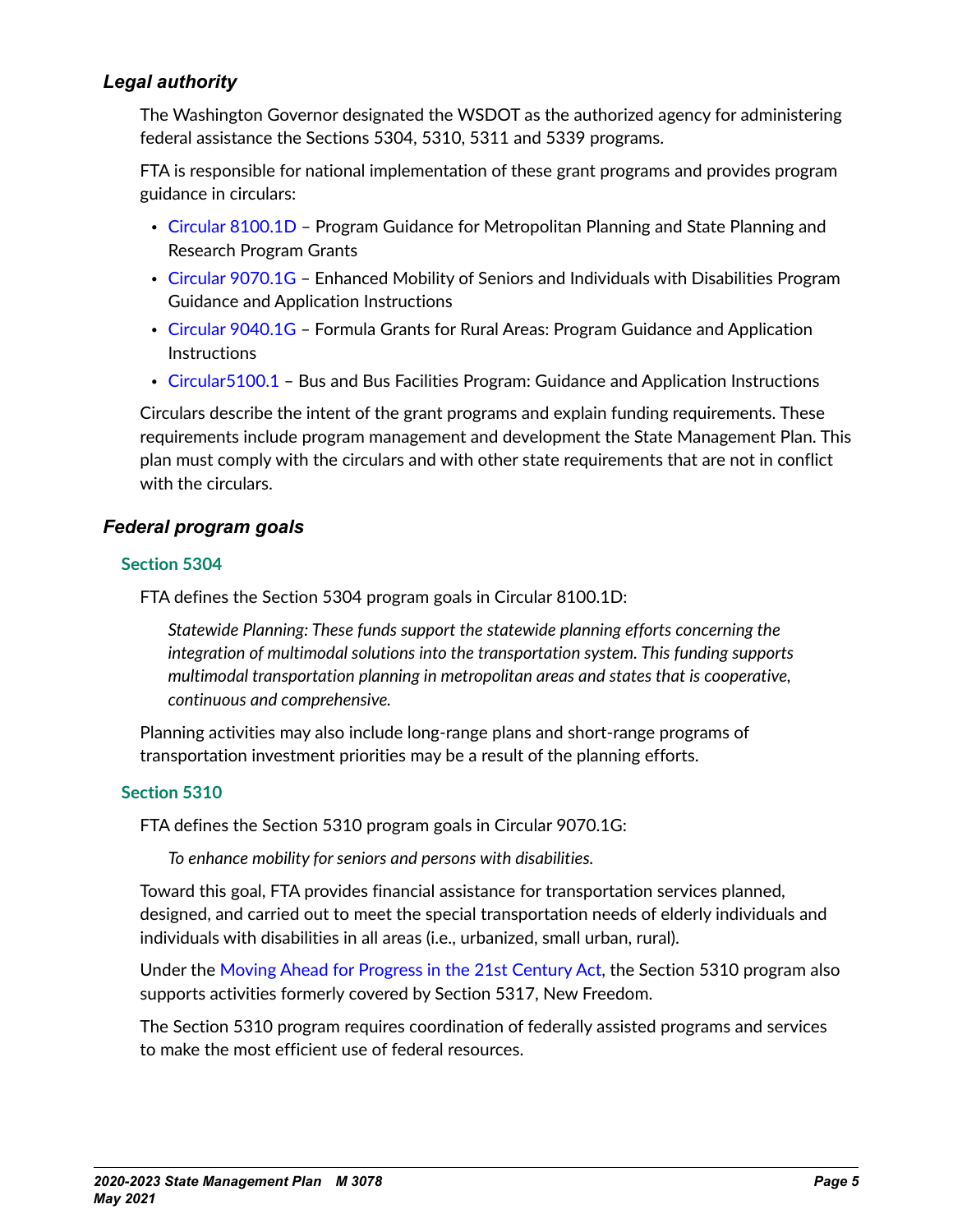### *Legal authority*

The Washington Governor designated the WSDOT as the authorized agency for administering federal assistance the Sections 5304, 5310, 5311 and 5339 programs.

FTA is responsible for national implementation of these grant programs and provides program guidance in circulars:

- Circular 8100.1D – Program Guidance for Metropolitan Planning and State Planning and Research Program Grants
- Circular 9070.1G – Enhanced Mobility of Seniors and Individuals with Disabilities Program Guidance and Application Instructions
- Circular 9040.1G – Formula Grants for Rural Areas: Program Guidance and Application Instructions
- Circular5100.1 – Bus and Bus Facilities Program: Guidance and Application Instructions

Circulars describe the intent of the grant programs and explain funding requirements. These requirements include program management and development the State Management Plan. This plan must comply with the circulars and with other state requirements that are not in conflict with the circulars.

### *Federal program goals*

#### Section 5304

FTA defines the Section 5304 program goals in Circular 8100.1D:

> *Statewide Planning: These funds support the statewide planning efforts concerning the integration of multimodal solutions into the transportation system. This funding supports multimodal transportation planning in metropolitan areas and states that is cooperative, continuous and comprehensive.*

Planning activities may also include long-range plans and short-range programs of transportation investment priorities may be a result of the planning efforts.

#### Section 5310

FTA defines the Section 5310 program goals in Circular 9070.1G:

> *To enhance mobility for seniors and persons with disabilities.*

Toward this goal, FTA provides financial assistance for transportation services planned, designed, and carried out to meet the special transportation needs of elderly individuals and individuals with disabilities in all areas (i.e., urbanized, small urban, rural).

Under the Moving Ahead for Progress in the 21st Century Act, the Section 5310 program also supports activities formerly covered by Section 5317, New Freedom.

The Section 5310 program requires coordination of federally assisted programs and services to make the most efficient use of federal resources.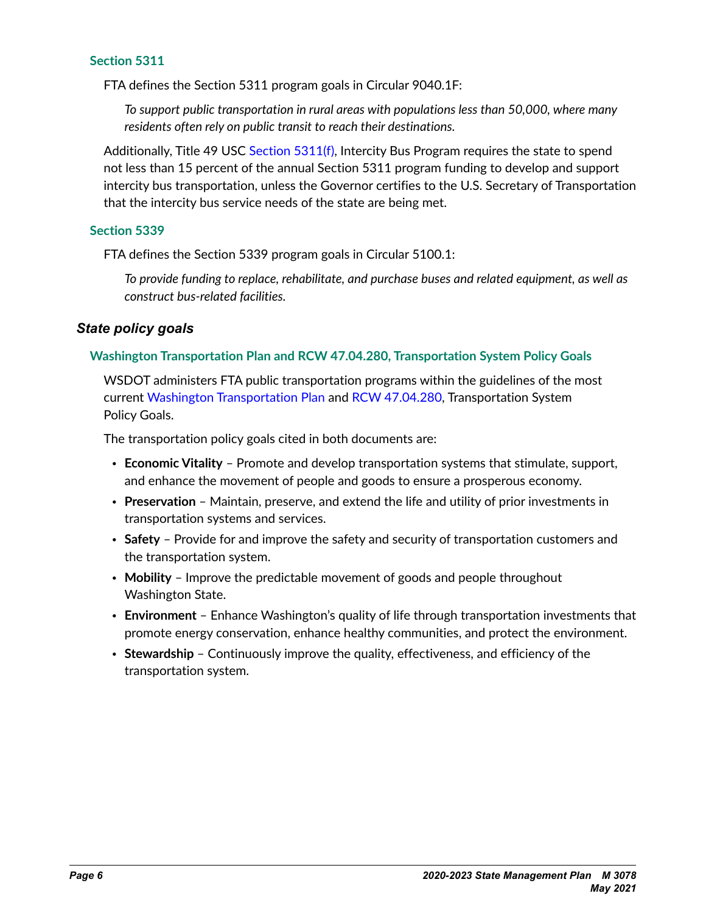### Section 5311

FTA defines the Section 5311 program goals in Circular 9040.1F:

> *To support public transportation in rural areas with populations less than 50,000, where many residents often rely on public transit to reach their destinations.*

Additionally, Title 49 USC Section 5311(f), Intercity Bus Program requires the state to spend not less than 15 percent of the annual Section 5311 program funding to develop and support intercity bus transportation, unless the Governor certifies to the U.S. Secretary of Transportation that the intercity bus service needs of the state are being met.

### Section 5339

FTA defines the Section 5339 program goals in Circular 5100.1:

> *To provide funding to replace, rehabilitate, and purchase buses and related equipment, as well as construct bus-related facilities.*

## State policy goals

### Washington Transportation Plan and RCW 47.04.280, Transportation System Policy Goals

WSDOT administers FTA public transportation programs within the guidelines of the most current Washington Transportation Plan and RCW 47.04.280, Transportation System Policy Goals.

The transportation policy goals cited in both documents are:

- **Economic Vitality** – Promote and develop transportation systems that stimulate, support, and enhance the movement of people and goods to ensure a prosperous economy.
- **Preservation** – Maintain, preserve, and extend the life and utility of prior investments in transportation systems and services.
- **Safety** – Provide for and improve the safety and security of transportation customers and the transportation system.
- **Mobility** – Improve the predictable movement of goods and people throughout Washington State.
- **Environment** – Enhance Washington's quality of life through transportation investments that promote energy conservation, enhance healthy communities, and protect the environment.
- **Stewardship** – Continuously improve the quality, effectiveness, and efficiency of the transportation system.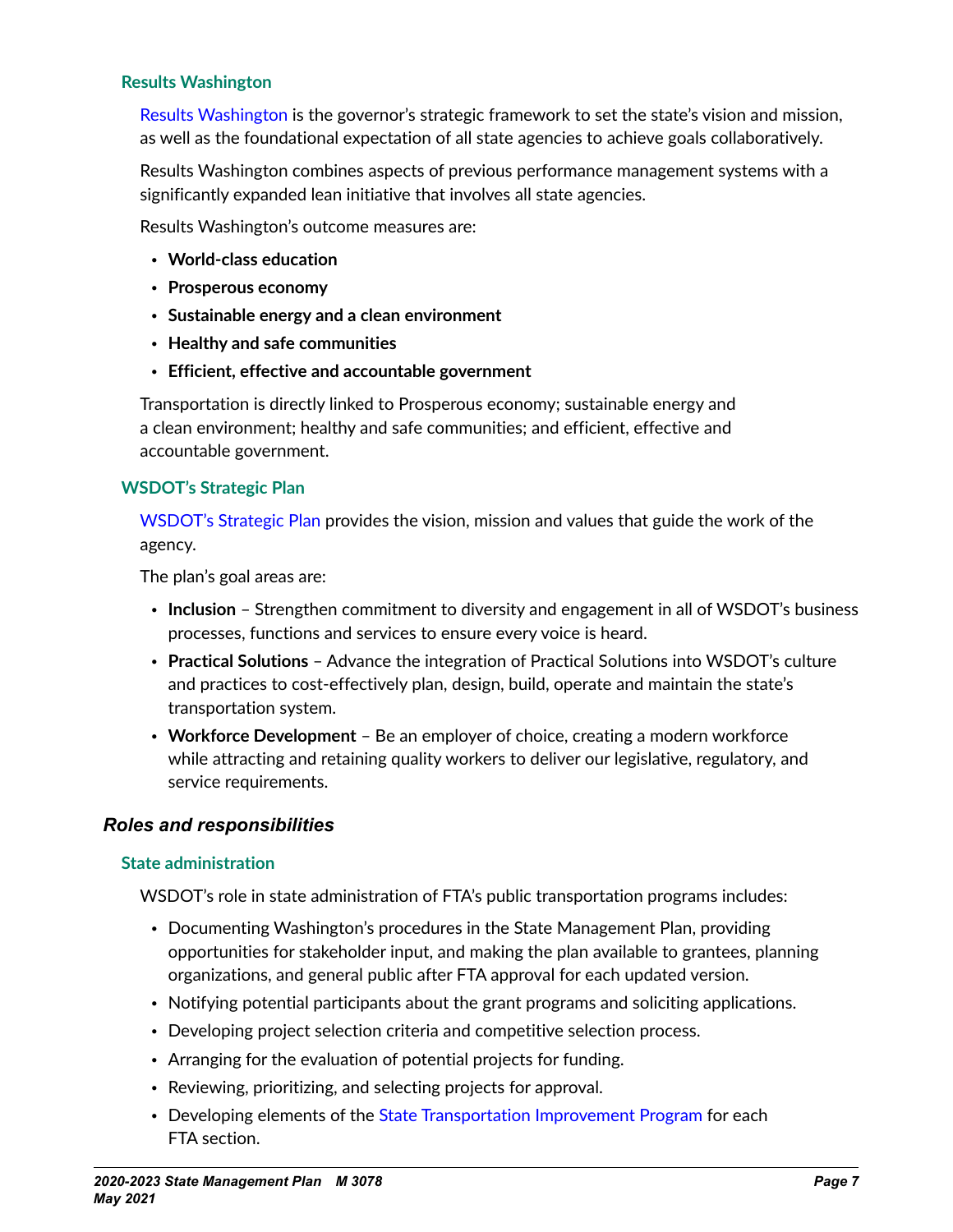### Results Washington

Results Washington is the governor's strategic framework to set the state's vision and mission, as well as the foundational expectation of all state agencies to achieve goals collaboratively.

Results Washington combines aspects of previous performance management systems with a significantly expanded lean initiative that involves all state agencies.

Results Washington's outcome measures are:

- **World-class education**
- **Prosperous economy**
- **Sustainable energy and a clean environment**
- **Healthy and safe communities**
- **Efficient, effective and accountable government**

Transportation is directly linked to Prosperous economy; sustainable energy and a clean environment; healthy and safe communities; and efficient, effective and accountable government.

### WSDOT's Strategic Plan

WSDOT's Strategic Plan provides the vision, mission and values that guide the work of the agency.

The plan's goal areas are:

- **Inclusion** – Strengthen commitment to diversity and engagement in all of WSDOT's business processes, functions and services to ensure every voice is heard.
- **Practical Solutions** – Advance the integration of Practical Solutions into WSDOT's culture and practices to cost-effectively plan, design, build, operate and maintain the state's transportation system.
- **Workforce Development** – Be an employer of choice, creating a modern workforce while attracting and retaining quality workers to deliver our legislative, regulatory, and service requirements.

## *Roles and responsibilities*

### State administration

WSDOT's role in state administration of FTA's public transportation programs includes:

- Documenting Washington's procedures in the State Management Plan, providing opportunities for stakeholder input, and making the plan available to grantees, planning organizations, and general public after FTA approval for each updated version.
- Notifying potential participants about the grant programs and soliciting applications.
- Developing project selection criteria and competitive selection process.
- Arranging for the evaluation of potential projects for funding.
- Reviewing, prioritizing, and selecting projects for approval.
- Developing elements of the State Transportation Improvement Program for each FTA section.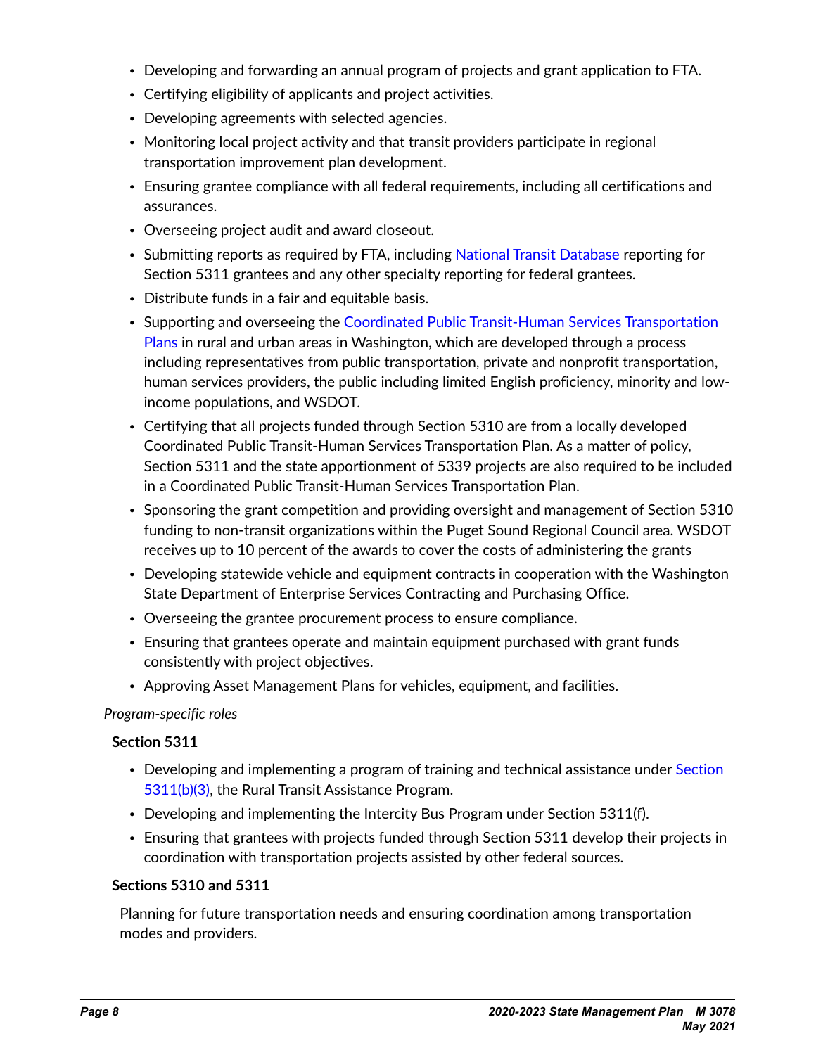- Developing and forwarding an annual program of projects and grant application to FTA.
- Certifying eligibility of applicants and project activities.
- Developing agreements with selected agencies.
- Monitoring local project activity and that transit providers participate in regional transportation improvement plan development.
- Ensuring grantee compliance with all federal requirements, including all certifications and assurances.
- Overseeing project audit and award closeout.
- Submitting reports as required by FTA, including National Transit Database reporting for Section 5311 grantees and any other specialty reporting for federal grantees.
- Distribute funds in a fair and equitable basis.
- Supporting and overseeing the Coordinated Public Transit-Human Services Transportation Plans in rural and urban areas in Washington, which are developed through a process including representatives from public transportation, private and nonprofit transportation, human services providers, the public including limited English proficiency, minority and low-income populations, and WSDOT.
- Certifying that all projects funded through Section 5310 are from a locally developed Coordinated Public Transit-Human Services Transportation Plan. As a matter of policy, Section 5311 and the state apportionment of 5339 projects are also required to be included in a Coordinated Public Transit-Human Services Transportation Plan.
- Sponsoring the grant competition and providing oversight and management of Section 5310 funding to non-transit organizations within the Puget Sound Regional Council area. WSDOT receives up to 10 percent of the awards to cover the costs of administering the grants
- Developing statewide vehicle and equipment contracts in cooperation with the Washington State Department of Enterprise Services Contracting and Purchasing Office.
- Overseeing the grantee procurement process to ensure compliance.
- Ensuring that grantees operate and maintain equipment purchased with grant funds consistently with project objectives.
- Approving Asset Management Plans for vehicles, equipment, and facilities.

*Program-specific roles*

**Section 5311**

- Developing and implementing a program of training and technical assistance under Section 5311(b)(3), the Rural Transit Assistance Program.
- Developing and implementing the Intercity Bus Program under Section 5311(f).
- Ensuring that grantees with projects funded through Section 5311 develop their projects in coordination with transportation projects assisted by other federal sources.

**Sections 5310 and 5311**

Planning for future transportation needs and ensuring coordination among transportation modes and providers.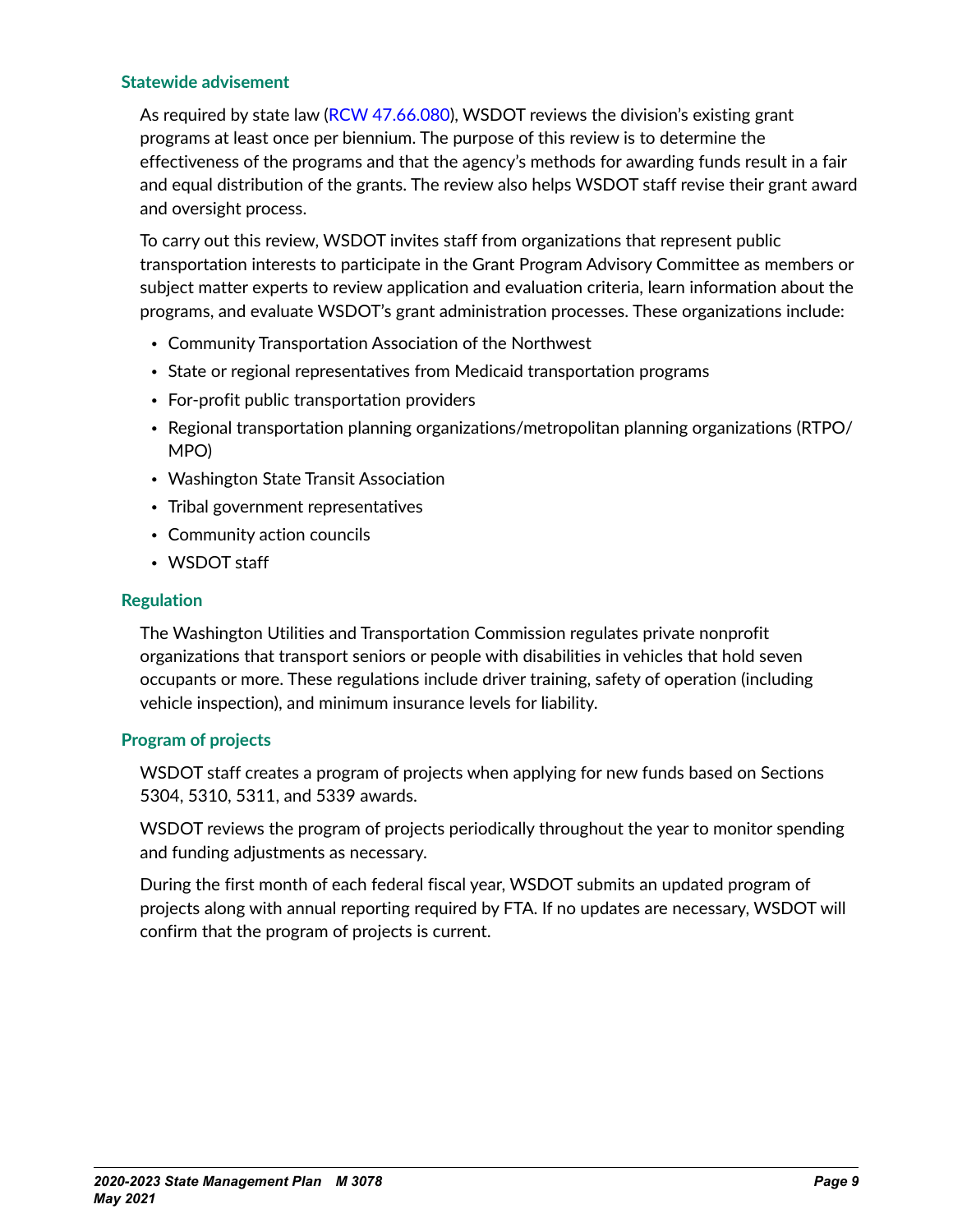### Statewide advisement

As required by state law (RCW 47.66.080), WSDOT reviews the division's existing grant programs at least once per biennium. The purpose of this review is to determine the effectiveness of the programs and that the agency's methods for awarding funds result in a fair and equal distribution of the grants. The review also helps WSDOT staff revise their grant award and oversight process.

To carry out this review, WSDOT invites staff from organizations that represent public transportation interests to participate in the Grant Program Advisory Committee as members or subject matter experts to review application and evaluation criteria, learn information about the programs, and evaluate WSDOT's grant administration processes. These organizations include:

- Community Transportation Association of the Northwest
- State or regional representatives from Medicaid transportation programs
- For-profit public transportation providers
- Regional transportation planning organizations/metropolitan planning organizations (RTPO/MPO)
- Washington State Transit Association
- Tribal government representatives
- Community action councils
- WSDOT staff

### Regulation

The Washington Utilities and Transportation Commission regulates private nonprofit organizations that transport seniors or people with disabilities in vehicles that hold seven occupants or more. These regulations include driver training, safety of operation (including vehicle inspection), and minimum insurance levels for liability.

### Program of projects

WSDOT staff creates a program of projects when applying for new funds based on Sections 5304, 5310, 5311, and 5339 awards.

WSDOT reviews the program of projects periodically throughout the year to monitor spending and funding adjustments as necessary.

During the first month of each federal fiscal year, WSDOT submits an updated program of projects along with annual reporting required by FTA. If no updates are necessary, WSDOT will confirm that the program of projects is current.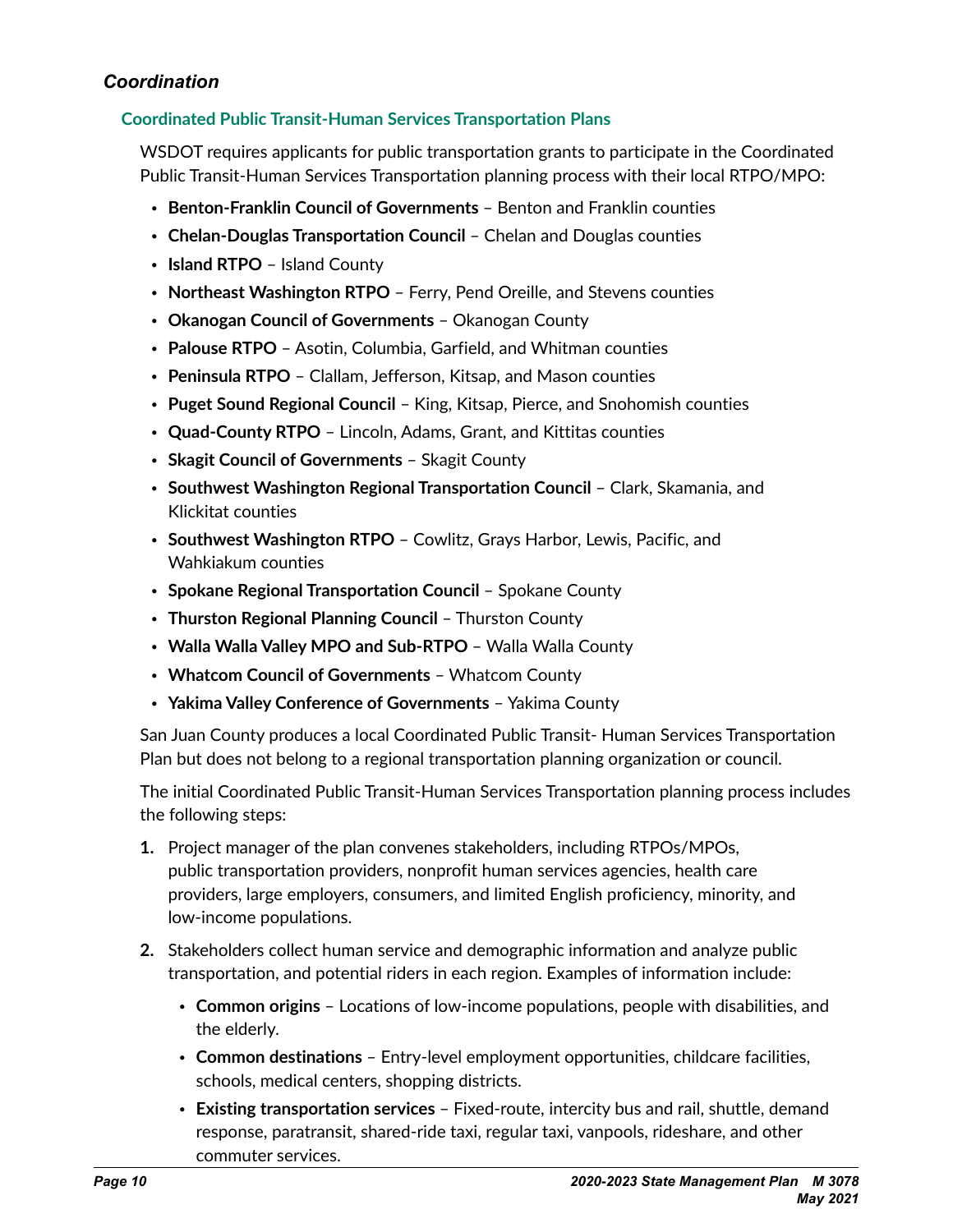## *Coordination*

### Coordinated Public Transit-Human Services Transportation Plans

WSDOT requires applicants for public transportation grants to participate in the Coordinated Public Transit-Human Services Transportation planning process with their local RTPO/MPO:

- **Benton-Franklin Council of Governments** – Benton and Franklin counties
- **Chelan-Douglas Transportation Council** – Chelan and Douglas counties
- **Island RTPO** – Island County
- **Northeast Washington RTPO** – Ferry, Pend Oreille, and Stevens counties
- **Okanogan Council of Governments** – Okanogan County
- **Palouse RTPO** – Asotin, Columbia, Garfield, and Whitman counties
- **Peninsula RTPO** – Clallam, Jefferson, Kitsap, and Mason counties
- **Puget Sound Regional Council** – King, Kitsap, Pierce, and Snohomish counties
- **Quad-County RTPO** – Lincoln, Adams, Grant, and Kittitas counties
- **Skagit Council of Governments** – Skagit County
- **Southwest Washington Regional Transportation Council** – Clark, Skamania, and Klickitat counties
- **Southwest Washington RTPO** – Cowlitz, Grays Harbor, Lewis, Pacific, and Wahkiakum counties
- **Spokane Regional Transportation Council** – Spokane County
- **Thurston Regional Planning Council** – Thurston County
- **Walla Walla Valley MPO and Sub-RTPO** – Walla Walla County
- **Whatcom Council of Governments** – Whatcom County
- **Yakima Valley Conference of Governments** – Yakima County

San Juan County produces a local Coordinated Public Transit- Human Services Transportation Plan but does not belong to a regional transportation planning organization or council.

The initial Coordinated Public Transit-Human Services Transportation planning process includes the following steps:

1. Project manager of the plan convenes stakeholders, including RTPOs/MPOs, public transportation providers, nonprofit human services agencies, health care providers, large employers, consumers, and limited English proficiency, minority, and low-income populations.
2. Stakeholders collect human service and demographic information and analyze public transportation, and potential riders in each region. Examples of information include:
   - **Common origins** – Locations of low-income populations, people with disabilities, and the elderly.
   - **Common destinations** – Entry-level employment opportunities, childcare facilities, schools, medical centers, shopping districts.
   - **Existing transportation services** – Fixed-route, intercity bus and rail, shuttle, demand response, paratransit, shared-ride taxi, regular taxi, vanpools, rideshare, and other commuter services.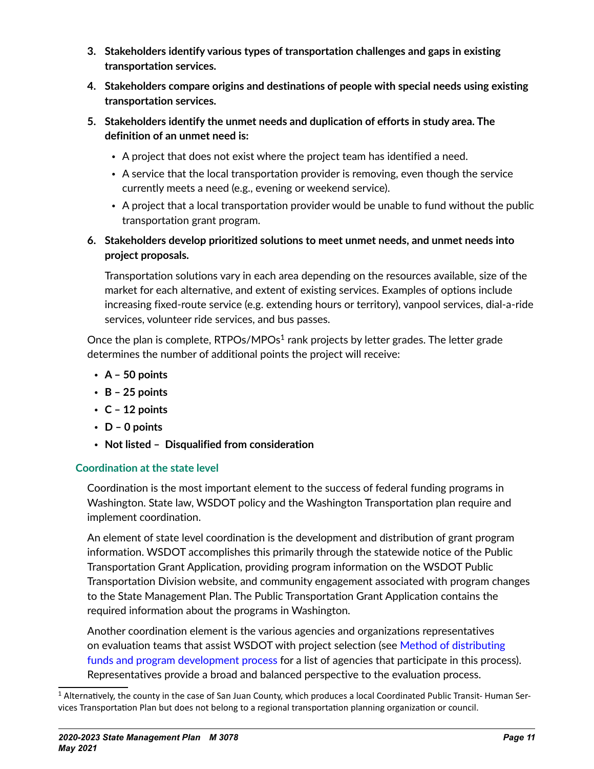3. **Stakeholders identify various types of transportation challenges and gaps in existing transportation services.**
4. **Stakeholders compare origins and destinations of people with special needs using existing transportation services.**
5. **Stakeholders identify the unmet needs and duplication of efforts in study area. The definition of an unmet need is:**
   - A project that does not exist where the project team has identified a need.
   - A service that the local transportation provider is removing, even though the service currently meets a need (e.g., evening or weekend service).
   - A project that a local transportation provider would be unable to fund without the public transportation grant program.
6. **Stakeholders develop prioritized solutions to meet unmet needs, and unmet needs into project proposals.**

   Transportation solutions vary in each area depending on the resources available, size of the market for each alternative, and extent of existing services. Examples of options include increasing fixed-route service (e.g. extending hours or territory), vanpool services, dial-a-ride services, volunteer ride services, and bus passes.

Once the plan is complete, RTPOs/MPOs[1] rank projects by letter grades. The letter grade determines the number of additional points the project will receive:

- **A – 50 points**
- **B – 25 points**
- **C – 12 points**
- **D – 0 points**
- **Not listed – Disqualified from consideration**

### Coordination at the state level

Coordination is the most important element to the success of federal funding programs in Washington. State law, WSDOT policy and the Washington Transportation plan require and implement coordination.

An element of state level coordination is the development and distribution of grant program information. WSDOT accomplishes this primarily through the statewide notice of the Public Transportation Grant Application, providing program information on the WSDOT Public Transportation Division website, and community engagement associated with program changes to the State Management Plan. The Public Transportation Grant Application contains the required information about the programs in Washington.

Another coordination element is the various agencies and organizations representatives on evaluation teams that assist WSDOT with project selection (see Method of distributing funds and program development process for a list of agencies that participate in this process). Representatives provide a broad and balanced perspective to the evaluation process.

[1] Alternatively, the county in the case of San Juan County, which produces a local Coordinated Public Transit- Human Services Transportation Plan but does not belong to a regional transportation planning organization or council.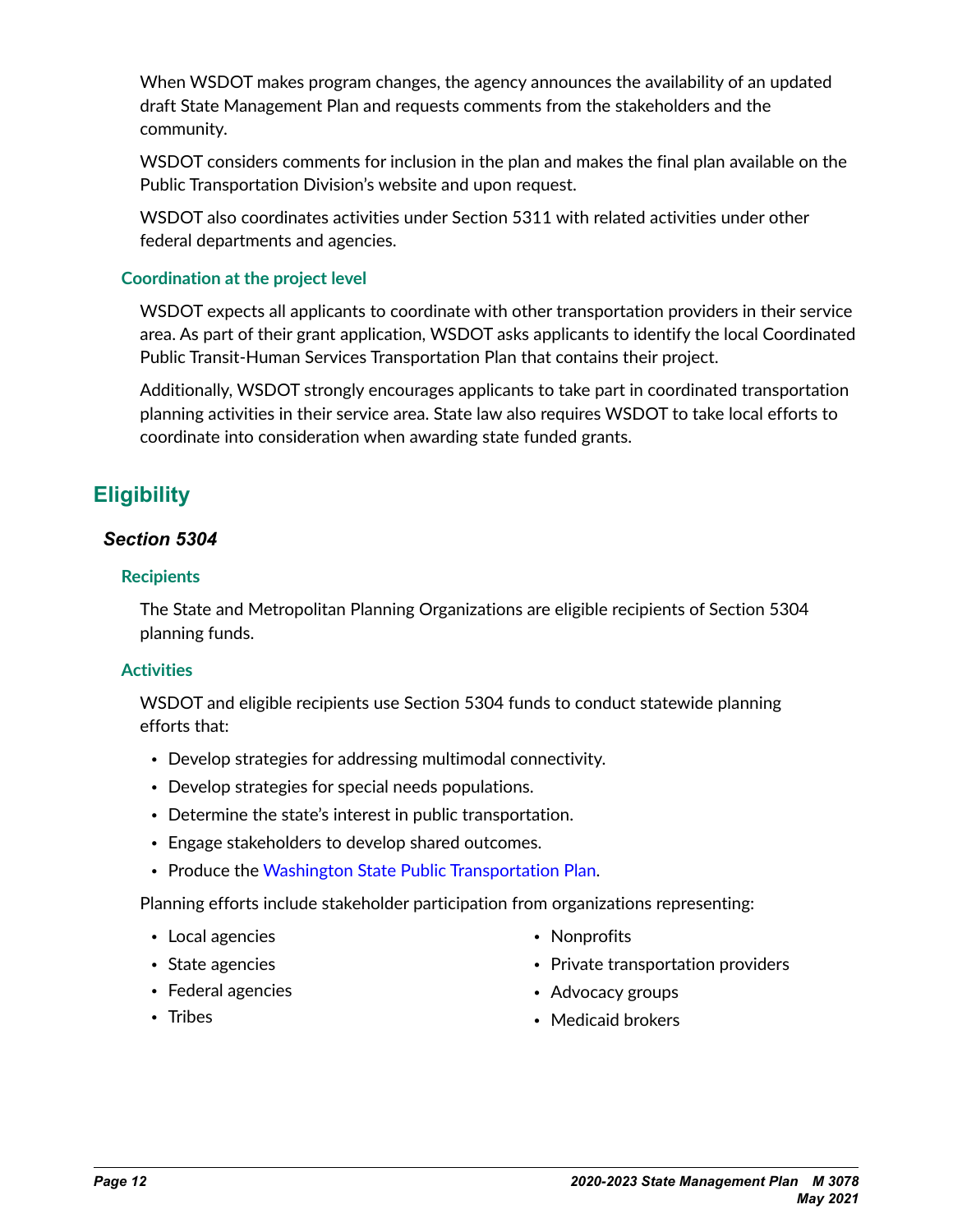When WSDOT makes program changes, the agency announces the availability of an updated draft State Management Plan and requests comments from the stakeholders and the community.

WSDOT considers comments for inclusion in the plan and makes the final plan available on the Public Transportation Division's website and upon request.

WSDOT also coordinates activities under Section 5311 with related activities under other federal departments and agencies.

#### Coordination at the project level

WSDOT expects all applicants to coordinate with other transportation providers in their service area. As part of their grant application, WSDOT asks applicants to identify the local Coordinated Public Transit-Human Services Transportation Plan that contains their project.

Additionally, WSDOT strongly encourages applicants to take part in coordinated transportation planning activities in their service area. State law also requires WSDOT to take local efforts to coordinate into consideration when awarding state funded grants.

## Eligibility

### *Section 5304*

#### Recipients

The State and Metropolitan Planning Organizations are eligible recipients of Section 5304 planning funds.

#### Activities

WSDOT and eligible recipients use Section 5304 funds to conduct statewide planning efforts that:

- Develop strategies for addressing multimodal connectivity.
- Develop strategies for special needs populations.
- Determine the state's interest in public transportation.
- Engage stakeholders to develop shared outcomes.
- Produce the Washington State Public Transportation Plan.

Planning efforts include stakeholder participation from organizations representing:

- Local agencies
- State agencies
- Federal agencies
- Tribes
- Nonprofits
- Private transportation providers
- Advocacy groups
- Medicaid brokers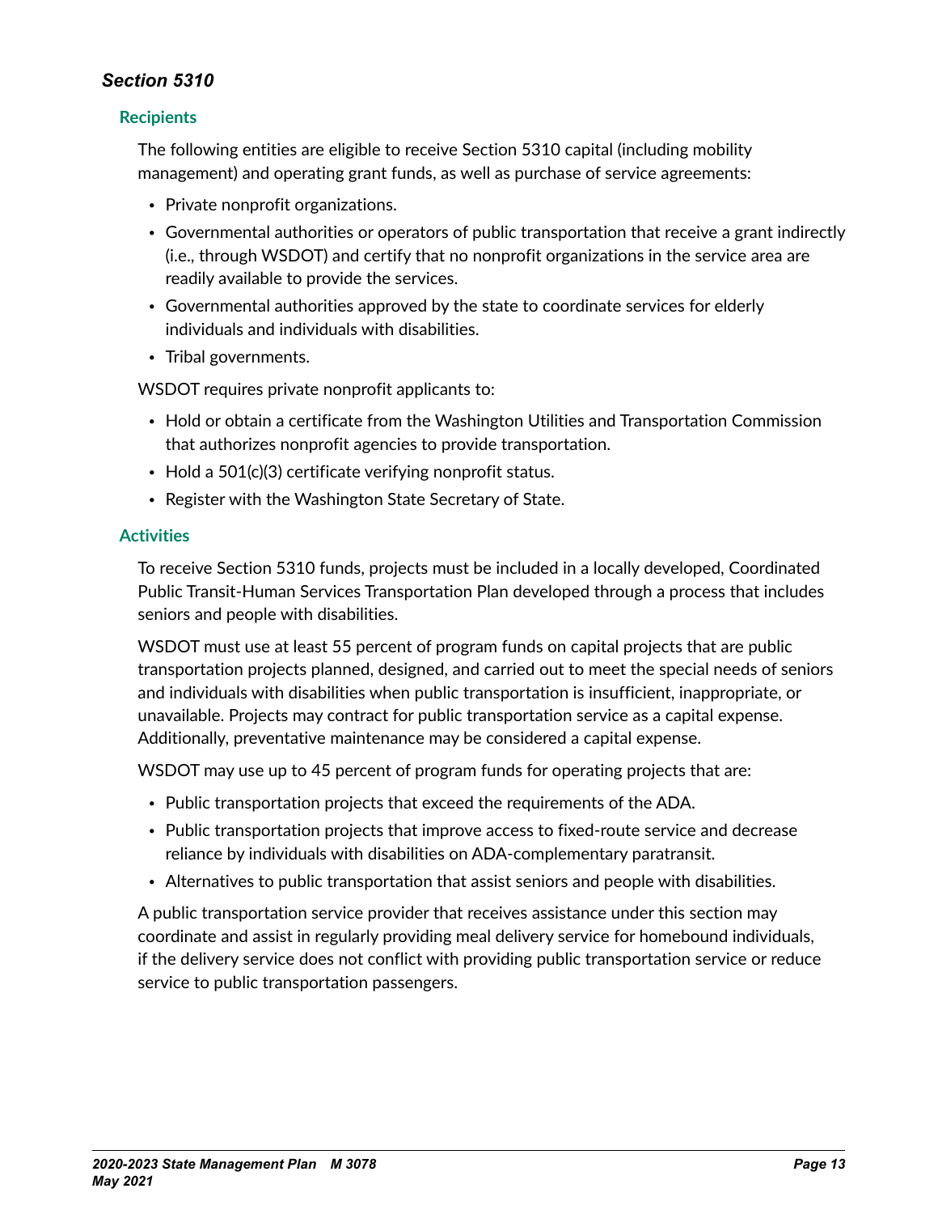### *Section 5310*

#### Recipients

The following entities are eligible to receive Section 5310 capital (including mobility management) and operating grant funds, as well as purchase of service agreements:

- Private nonprofit organizations.
- Governmental authorities or operators of public transportation that receive a grant indirectly (i.e., through WSDOT) and certify that no nonprofit organizations in the service area are readily available to provide the services.
- Governmental authorities approved by the state to coordinate services for elderly individuals and individuals with disabilities.
- Tribal governments.

WSDOT requires private nonprofit applicants to:

- Hold or obtain a certificate from the Washington Utilities and Transportation Commission that authorizes nonprofit agencies to provide transportation.
- Hold a 501(c)(3) certificate verifying nonprofit status.
- Register with the Washington State Secretary of State.

#### Activities

To receive Section 5310 funds, projects must be included in a locally developed, Coordinated Public Transit-Human Services Transportation Plan developed through a process that includes seniors and people with disabilities.

WSDOT must use at least 55 percent of program funds on capital projects that are public transportation projects planned, designed, and carried out to meet the special needs of seniors and individuals with disabilities when public transportation is insufficient, inappropriate, or unavailable. Projects may contract for public transportation service as a capital expense. Additionally, preventative maintenance may be considered a capital expense.

WSDOT may use up to 45 percent of program funds for operating projects that are:

- Public transportation projects that exceed the requirements of the ADA.
- Public transportation projects that improve access to fixed-route service and decrease reliance by individuals with disabilities on ADA-complementary paratransit.
- Alternatives to public transportation that assist seniors and people with disabilities.

A public transportation service provider that receives assistance under this section may coordinate and assist in regularly providing meal delivery service for homebound individuals, if the delivery service does not conflict with providing public transportation service or reduce service to public transportation passengers.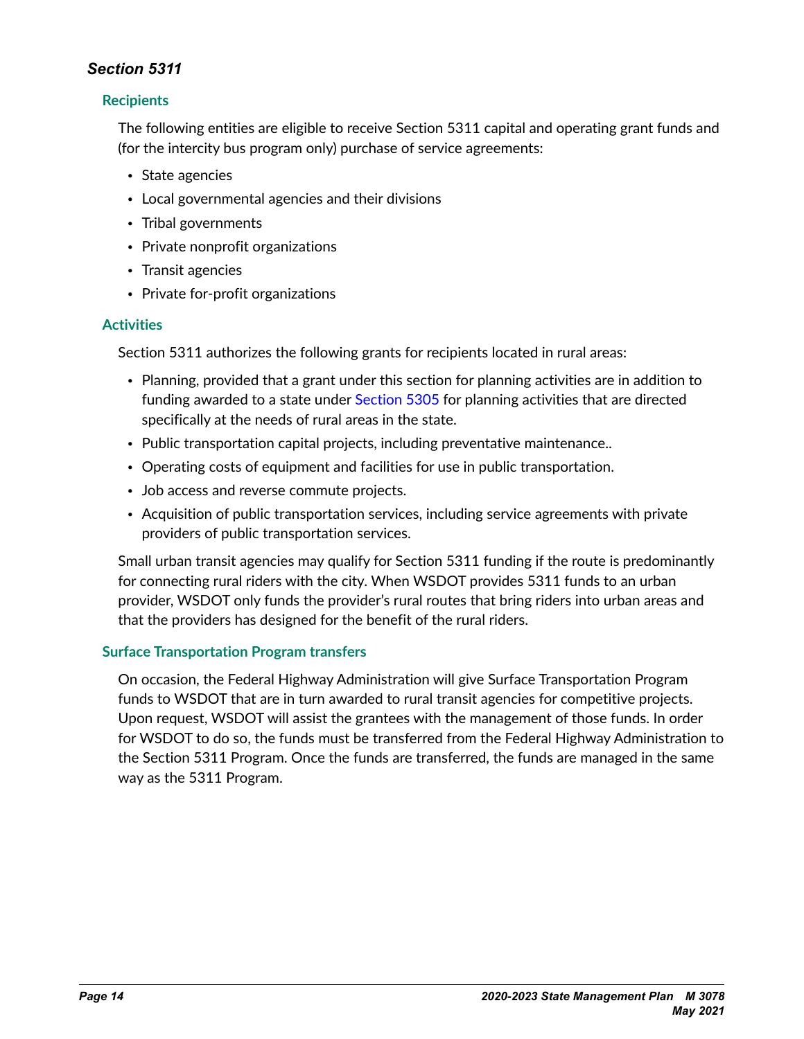### *Section 5311*

#### Recipients

The following entities are eligible to receive Section 5311 capital and operating grant funds and (for the intercity bus program only) purchase of service agreements:

- State agencies
- Local governmental agencies and their divisions
- Tribal governments
- Private nonprofit organizations
- Transit agencies
- Private for-profit organizations

#### Activities

Section 5311 authorizes the following grants for recipients located in rural areas:

- Planning, provided that a grant under this section for planning activities are in addition to funding awarded to a state under Section 5305 for planning activities that are directed specifically at the needs of rural areas in the state.
- Public transportation capital projects, including preventative maintenance..
- Operating costs of equipment and facilities for use in public transportation.
- Job access and reverse commute projects.
- Acquisition of public transportation services, including service agreements with private providers of public transportation services.

Small urban transit agencies may qualify for Section 5311 funding if the route is predominantly for connecting rural riders with the city. When WSDOT provides 5311 funds to an urban provider, WSDOT only funds the provider's rural routes that bring riders into urban areas and that the providers has designed for the benefit of the rural riders.

#### Surface Transportation Program transfers

On occasion, the Federal Highway Administration will give Surface Transportation Program funds to WSDOT that are in turn awarded to rural transit agencies for competitive projects. Upon request, WSDOT will assist the grantees with the management of those funds. In order for WSDOT to do so, the funds must be transferred from the Federal Highway Administration to the Section 5311 Program. Once the funds are transferred, the funds are managed in the same way as the 5311 Program.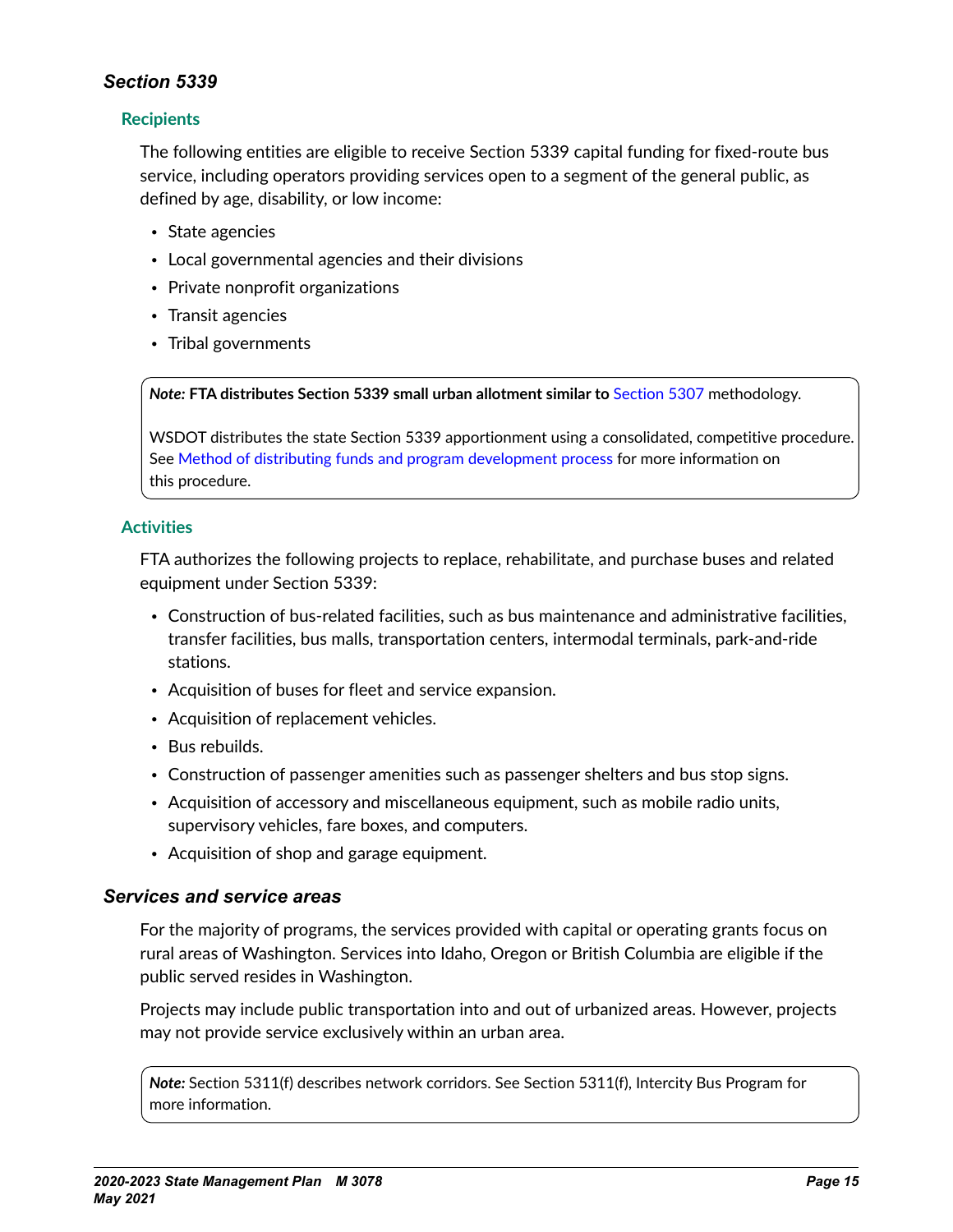### *Section 5339*

#### Recipients

The following entities are eligible to receive Section 5339 capital funding for fixed-route bus service, including operators providing services open to a segment of the general public, as defined by age, disability, or low income:

- State agencies
- Local governmental agencies and their divisions
- Private nonprofit organizations
- Transit agencies
- Tribal governments

> ***Note:*** **FTA distributes Section 5339 small urban allotment similar to** Section 5307 methodology.
>
> WSDOT distributes the state Section 5339 apportionment using a consolidated, competitive procedure. See Method of distributing funds and program development process for more information on this procedure.

#### Activities

FTA authorizes the following projects to replace, rehabilitate, and purchase buses and related equipment under Section 5339:

- Construction of bus-related facilities, such as bus maintenance and administrative facilities, transfer facilities, bus malls, transportation centers, intermodal terminals, park-and-ride stations.
- Acquisition of buses for fleet and service expansion.
- Acquisition of replacement vehicles.
- Bus rebuilds.
- Construction of passenger amenities such as passenger shelters and bus stop signs.
- Acquisition of accessory and miscellaneous equipment, such as mobile radio units, supervisory vehicles, fare boxes, and computers.
- Acquisition of shop and garage equipment.

### *Services and service areas*

For the majority of programs, the services provided with capital or operating grants focus on rural areas of Washington. Services into Idaho, Oregon or British Columbia are eligible if the public served resides in Washington.

Projects may include public transportation into and out of urbanized areas. However, projects may not provide service exclusively within an urban area.

> ***Note:*** Section 5311(f) describes network corridors. See Section 5311(f), Intercity Bus Program for more information.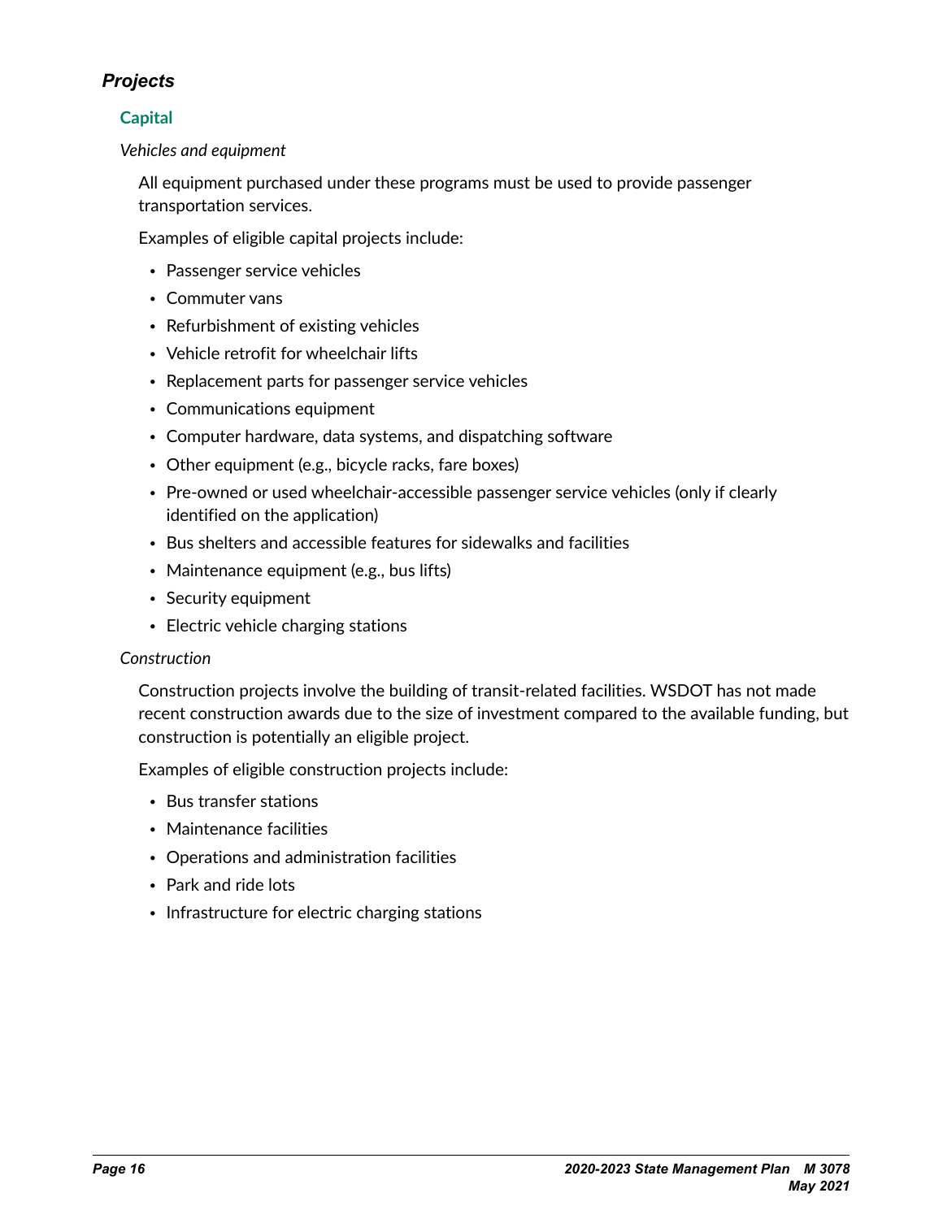## *Projects*

### Capital

*Vehicles and equipment*

All equipment purchased under these programs must be used to provide passenger transportation services.

Examples of eligible capital projects include:

- Passenger service vehicles
- Commuter vans
- Refurbishment of existing vehicles
- Vehicle retrofit for wheelchair lifts
- Replacement parts for passenger service vehicles
- Communications equipment
- Computer hardware, data systems, and dispatching software
- Other equipment (e.g., bicycle racks, fare boxes)
- Pre-owned or used wheelchair-accessible passenger service vehicles (only if clearly identified on the application)
- Bus shelters and accessible features for sidewalks and facilities
- Maintenance equipment (e.g., bus lifts)
- Security equipment
- Electric vehicle charging stations

*Construction*

Construction projects involve the building of transit-related facilities. WSDOT has not made recent construction awards due to the size of investment compared to the available funding, but construction is potentially an eligible project.

Examples of eligible construction projects include:

- Bus transfer stations
- Maintenance facilities
- Operations and administration facilities
- Park and ride lots
- Infrastructure for electric charging stations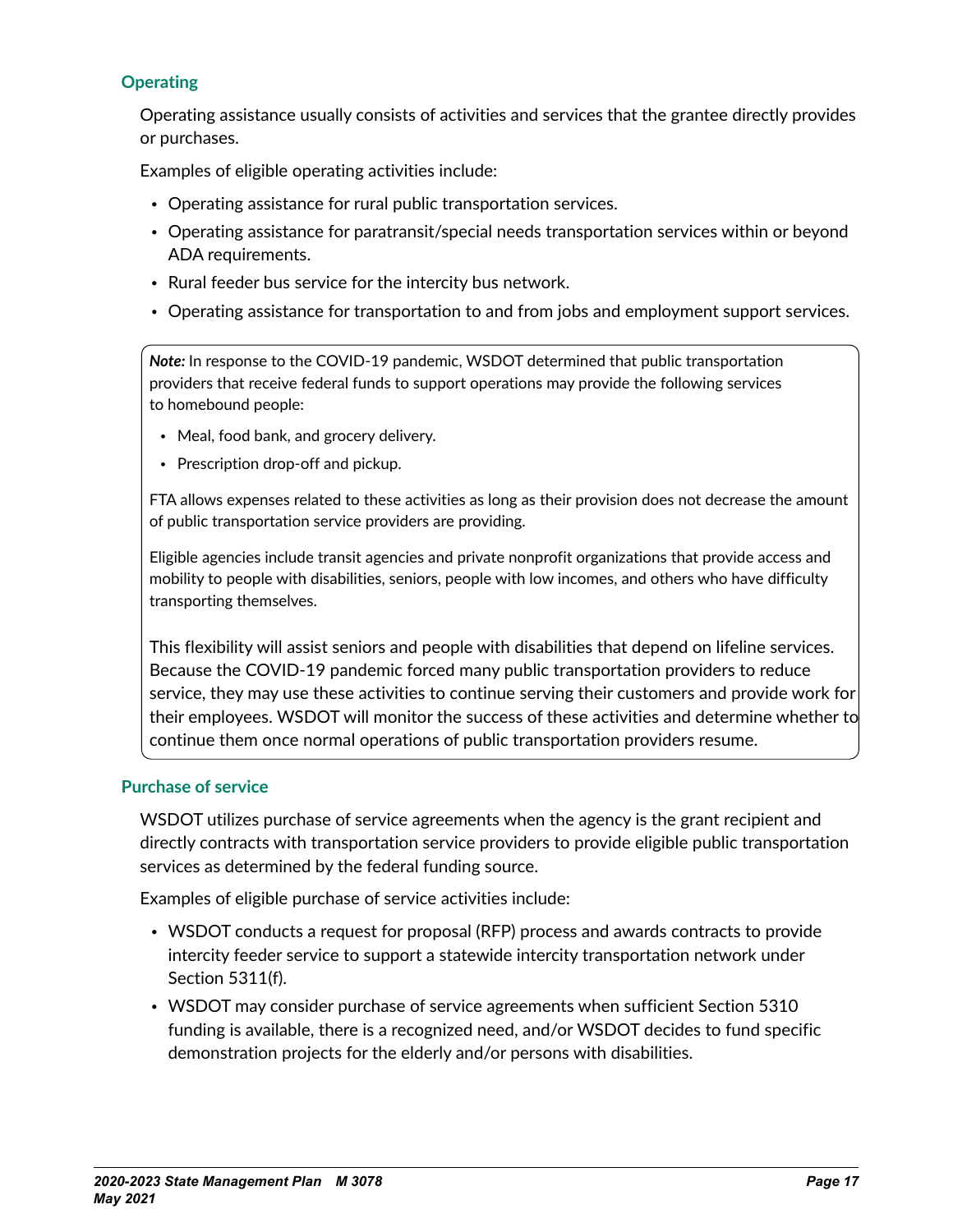### Operating

Operating assistance usually consists of activities and services that the grantee directly provides or purchases.

Examples of eligible operating activities include:

- Operating assistance for rural public transportation services.
- Operating assistance for paratransit/special needs transportation services within or beyond ADA requirements.
- Rural feeder bus service for the intercity bus network.
- Operating assistance for transportation to and from jobs and employment support services.

> ***Note:*** In response to the COVID-19 pandemic, WSDOT determined that public transportation providers that receive federal funds to support operations may provide the following services to homebound people:
>
> - Meal, food bank, and grocery delivery.
> - Prescription drop-off and pickup.
>
> FTA allows expenses related to these activities as long as their provision does not decrease the amount of public transportation service providers are providing.
>
> Eligible agencies include transit agencies and private nonprofit organizations that provide access and mobility to people with disabilities, seniors, people with low incomes, and others who have difficulty transporting themselves.
>
> This flexibility will assist seniors and people with disabilities that depend on lifeline services. Because the COVID-19 pandemic forced many public transportation providers to reduce service, they may use these activities to continue serving their customers and provide work for their employees. WSDOT will monitor the success of these activities and determine whether to continue them once normal operations of public transportation providers resume.

### Purchase of service

WSDOT utilizes purchase of service agreements when the agency is the grant recipient and directly contracts with transportation service providers to provide eligible public transportation services as determined by the federal funding source.

Examples of eligible purchase of service activities include:

- WSDOT conducts a request for proposal (RFP) process and awards contracts to provide intercity feeder service to support a statewide intercity transportation network under Section 5311(f).
- WSDOT may consider purchase of service agreements when sufficient Section 5310 funding is available, there is a recognized need, and/or WSDOT decides to fund specific demonstration projects for the elderly and/or persons with disabilities.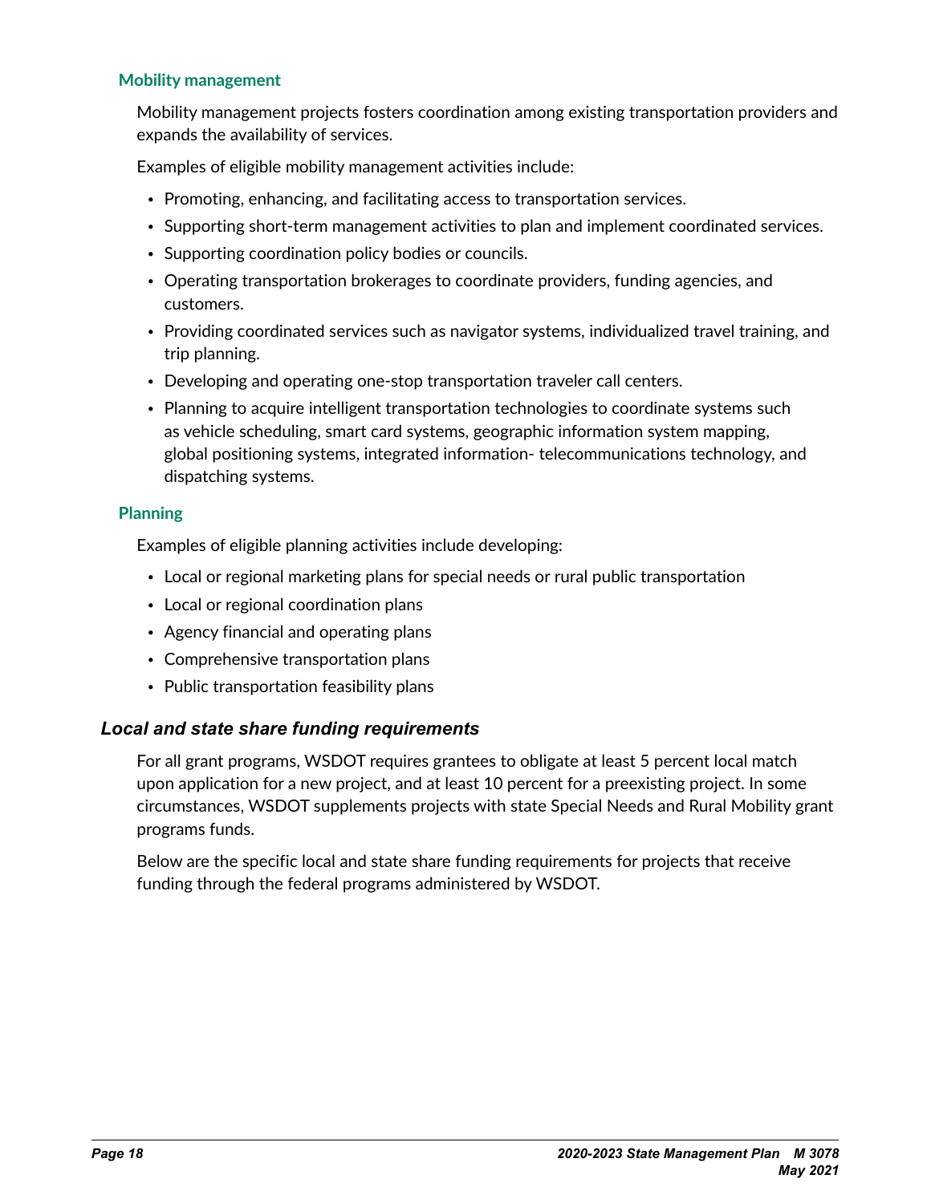#### Mobility management

Mobility management projects fosters coordination among existing transportation providers and expands the availability of services.

Examples of eligible mobility management activities include:

- Promoting, enhancing, and facilitating access to transportation services.
- Supporting short-term management activities to plan and implement coordinated services.
- Supporting coordination policy bodies or councils.
- Operating transportation brokerages to coordinate providers, funding agencies, and customers.
- Providing coordinated services such as navigator systems, individualized travel training, and trip planning.
- Developing and operating one-stop transportation traveler call centers.
- Planning to acquire intelligent transportation technologies to coordinate systems such as vehicle scheduling, smart card systems, geographic information system mapping, global positioning systems, integrated information- telecommunications technology, and dispatching systems.

#### Planning

Examples of eligible planning activities include developing:

- Local or regional marketing plans for special needs or rural public transportation
- Local or regional coordination plans
- Agency financial and operating plans
- Comprehensive transportation plans
- Public transportation feasibility plans

### *Local and state share funding requirements*

For all grant programs, WSDOT requires grantees to obligate at least 5 percent local match upon application for a new project, and at least 10 percent for a preexisting project. In some circumstances, WSDOT supplements projects with state Special Needs and Rural Mobility grant programs funds.

Below are the specific local and state share funding requirements for projects that receive funding through the federal programs administered by WSDOT.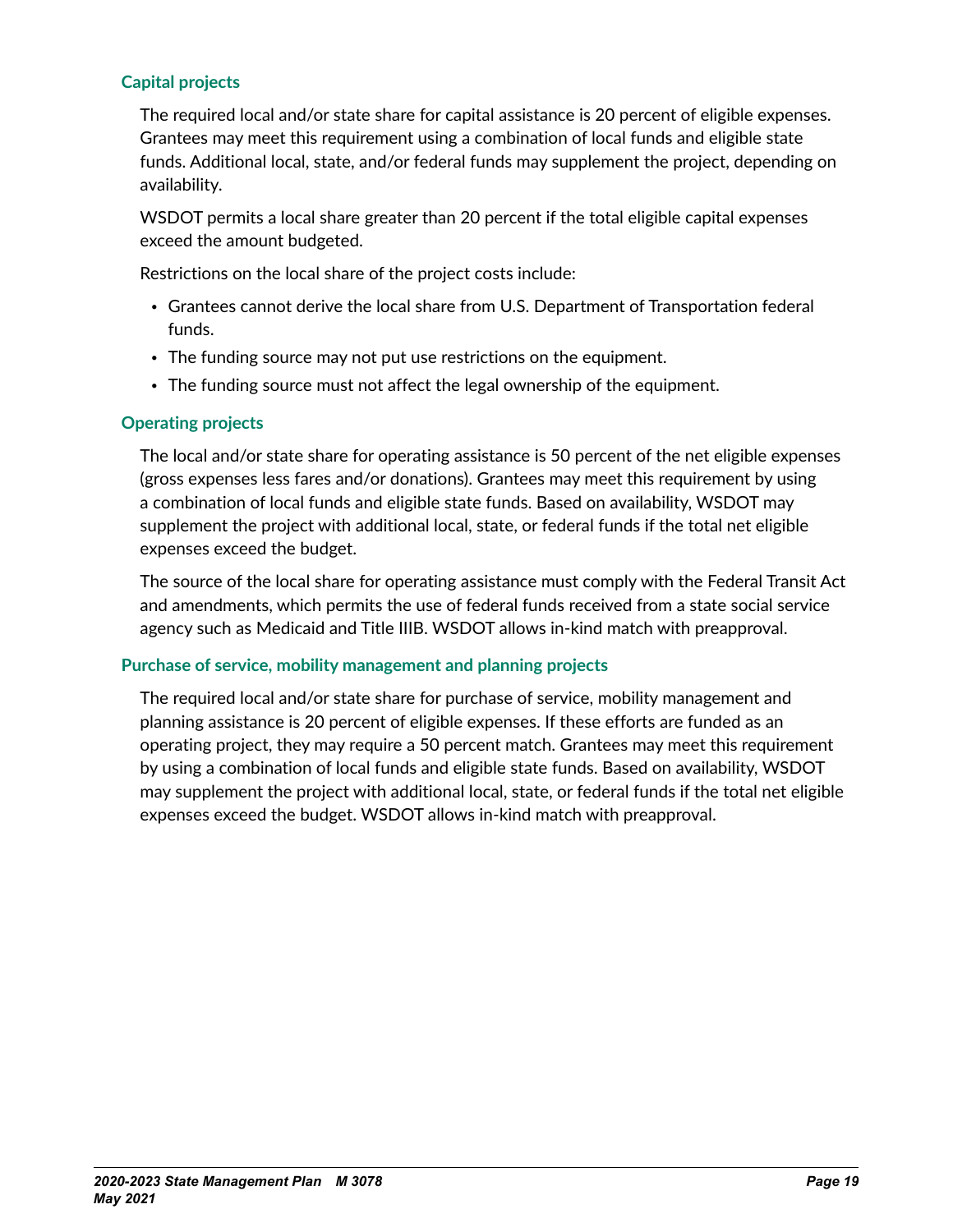### Capital projects

The required local and/or state share for capital assistance is 20 percent of eligible expenses. Grantees may meet this requirement using a combination of local funds and eligible state funds. Additional local, state, and/or federal funds may supplement the project, depending on availability.

WSDOT permits a local share greater than 20 percent if the total eligible capital expenses exceed the amount budgeted.

Restrictions on the local share of the project costs include:

- Grantees cannot derive the local share from U.S. Department of Transportation federal funds.
- The funding source may not put use restrictions on the equipment.
- The funding source must not affect the legal ownership of the equipment.

### Operating projects

The local and/or state share for operating assistance is 50 percent of the net eligible expenses (gross expenses less fares and/or donations). Grantees may meet this requirement by using a combination of local funds and eligible state funds. Based on availability, WSDOT may supplement the project with additional local, state, or federal funds if the total net eligible expenses exceed the budget.

The source of the local share for operating assistance must comply with the Federal Transit Act and amendments, which permits the use of federal funds received from a state social service agency such as Medicaid and Title IIIB. WSDOT allows in-kind match with preapproval.

### Purchase of service, mobility management and planning projects

The required local and/or state share for purchase of service, mobility management and planning assistance is 20 percent of eligible expenses. If these efforts are funded as an operating project, they may require a 50 percent match. Grantees may meet this requirement by using a combination of local funds and eligible state funds. Based on availability, WSDOT may supplement the project with additional local, state, or federal funds if the total net eligible expenses exceed the budget. WSDOT allows in-kind match with preapproval.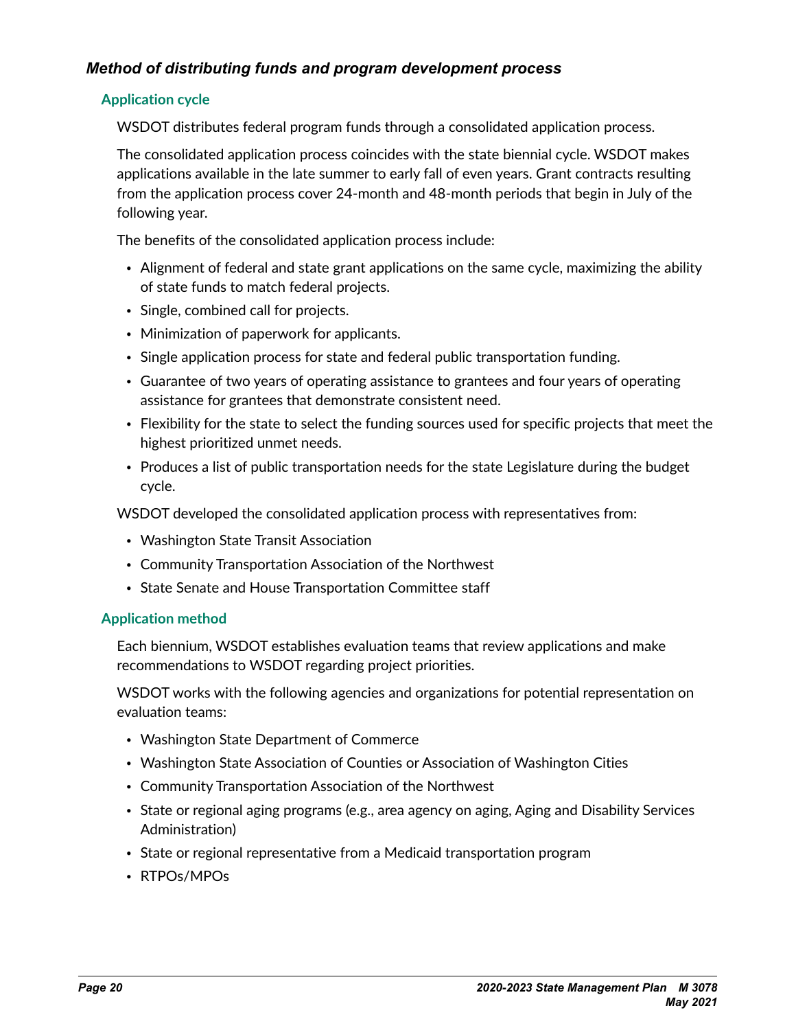### *Method of distributing funds and program development process*

#### Application cycle

WSDOT distributes federal program funds through a consolidated application process.

The consolidated application process coincides with the state biennial cycle. WSDOT makes applications available in the late summer to early fall of even years. Grant contracts resulting from the application process cover 24-month and 48-month periods that begin in July of the following year.

The benefits of the consolidated application process include:

- Alignment of federal and state grant applications on the same cycle, maximizing the ability of state funds to match federal projects.
- Single, combined call for projects.
- Minimization of paperwork for applicants.
- Single application process for state and federal public transportation funding.
- Guarantee of two years of operating assistance to grantees and four years of operating assistance for grantees that demonstrate consistent need.
- Flexibility for the state to select the funding sources used for specific projects that meet the highest prioritized unmet needs.
- Produces a list of public transportation needs for the state Legislature during the budget cycle.

WSDOT developed the consolidated application process with representatives from:

- Washington State Transit Association
- Community Transportation Association of the Northwest
- State Senate and House Transportation Committee staff

#### Application method

Each biennium, WSDOT establishes evaluation teams that review applications and make recommendations to WSDOT regarding project priorities.

WSDOT works with the following agencies and organizations for potential representation on evaluation teams:

- Washington State Department of Commerce
- Washington State Association of Counties or Association of Washington Cities
- Community Transportation Association of the Northwest
- State or regional aging programs (e.g., area agency on aging, Aging and Disability Services Administration)
- State or regional representative from a Medicaid transportation program
- RTPOs/MPOs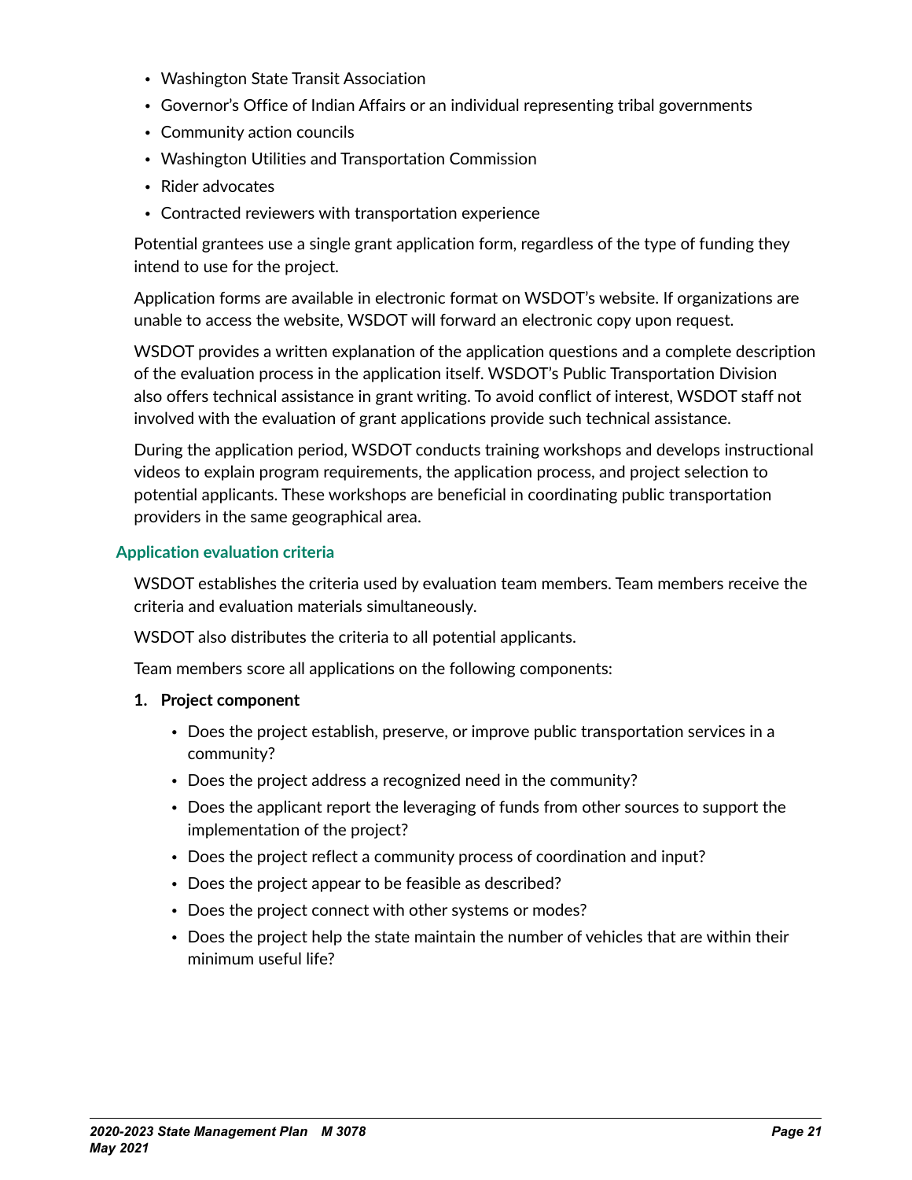- Washington State Transit Association
- Governor's Office of Indian Affairs or an individual representing tribal governments
- Community action councils
- Washington Utilities and Transportation Commission
- Rider advocates
- Contracted reviewers with transportation experience

Potential grantees use a single grant application form, regardless of the type of funding they intend to use for the project.

Application forms are available in electronic format on WSDOT's website. If organizations are unable to access the website, WSDOT will forward an electronic copy upon request.

WSDOT provides a written explanation of the application questions and a complete description of the evaluation process in the application itself. WSDOT's Public Transportation Division also offers technical assistance in grant writing. To avoid conflict of interest, WSDOT staff not involved with the evaluation of grant applications provide such technical assistance.

During the application period, WSDOT conducts training workshops and develops instructional videos to explain program requirements, the application process, and project selection to potential applicants. These workshops are beneficial in coordinating public transportation providers in the same geographical area.

### Application evaluation criteria

WSDOT establishes the criteria used by evaluation team members. Team members receive the criteria and evaluation materials simultaneously.

WSDOT also distributes the criteria to all potential applicants.

Team members score all applications on the following components:

1. **Project component**
   - Does the project establish, preserve, or improve public transportation services in a community?
   - Does the project address a recognized need in the community?
   - Does the applicant report the leveraging of funds from other sources to support the implementation of the project?
   - Does the project reflect a community process of coordination and input?
   - Does the project appear to be feasible as described?
   - Does the project connect with other systems or modes?
   - Does the project help the state maintain the number of vehicles that are within their minimum useful life?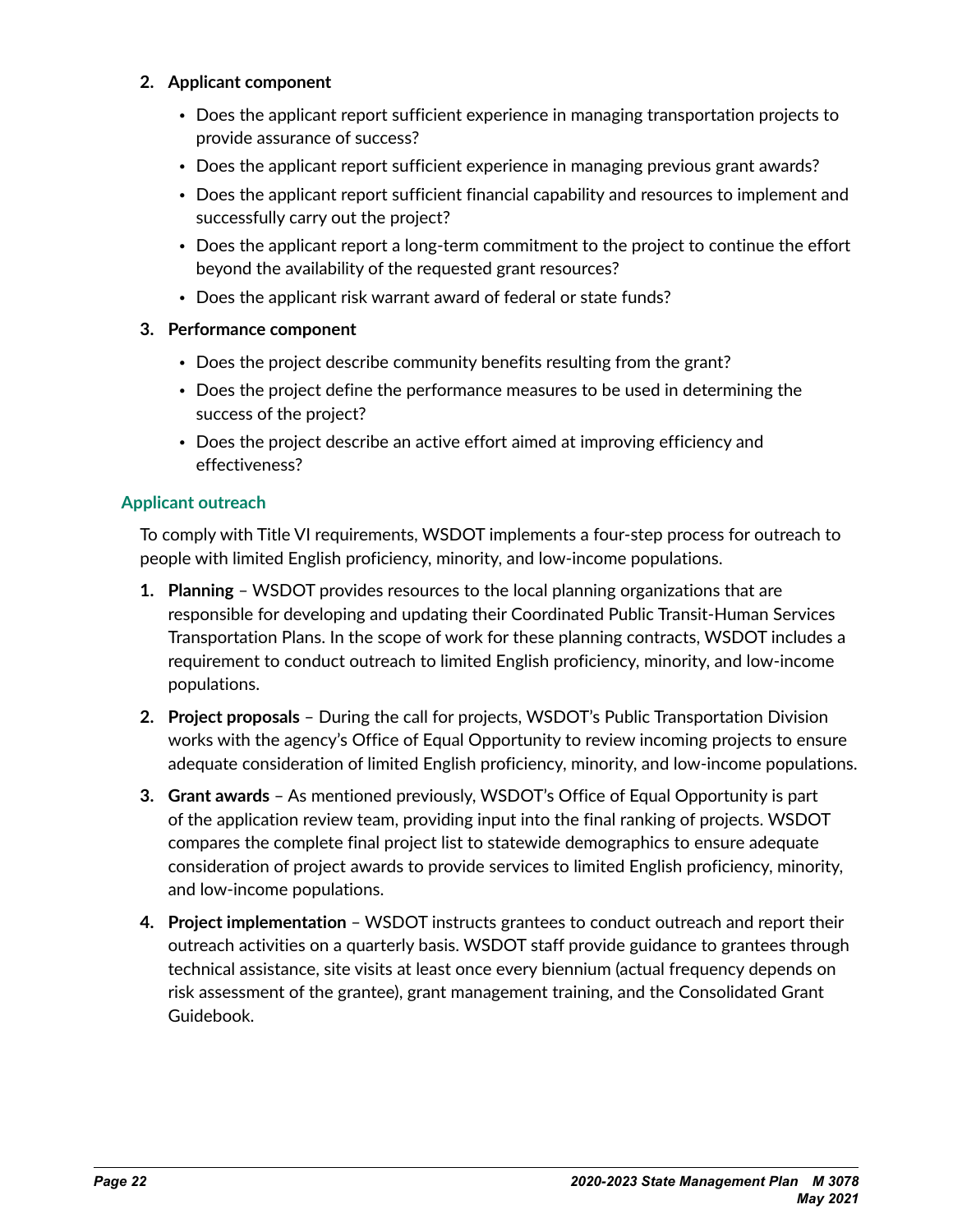2. **Applicant component**
   - Does the applicant report sufficient experience in managing transportation projects to provide assurance of success?
   - Does the applicant report sufficient experience in managing previous grant awards?
   - Does the applicant report sufficient financial capability and resources to implement and successfully carry out the project?
   - Does the applicant report a long-term commitment to the project to continue the effort beyond the availability of the requested grant resources?
   - Does the applicant risk warrant award of federal or state funds?
3. **Performance component**
   - Does the project describe community benefits resulting from the grant?
   - Does the project define the performance measures to be used in determining the success of the project?
   - Does the project describe an active effort aimed at improving efficiency and effectiveness?

### Applicant outreach

To comply with Title VI requirements, WSDOT implements a four-step process for outreach to people with limited English proficiency, minority, and low-income populations.

1. **Planning** – WSDOT provides resources to the local planning organizations that are responsible for developing and updating their Coordinated Public Transit-Human Services Transportation Plans. In the scope of work for these planning contracts, WSDOT includes a requirement to conduct outreach to limited English proficiency, minority, and low-income populations.
2. **Project proposals** – During the call for projects, WSDOT's Public Transportation Division works with the agency's Office of Equal Opportunity to review incoming projects to ensure adequate consideration of limited English proficiency, minority, and low-income populations.
3. **Grant awards** – As mentioned previously, WSDOT's Office of Equal Opportunity is part of the application review team, providing input into the final ranking of projects. WSDOT compares the complete final project list to statewide demographics to ensure adequate consideration of project awards to provide services to limited English proficiency, minority, and low-income populations.
4. **Project implementation** – WSDOT instructs grantees to conduct outreach and report their outreach activities on a quarterly basis. WSDOT staff provide guidance to grantees through technical assistance, site visits at least once every biennium (actual frequency depends on risk assessment of the grantee), grant management training, and the Consolidated Grant Guidebook.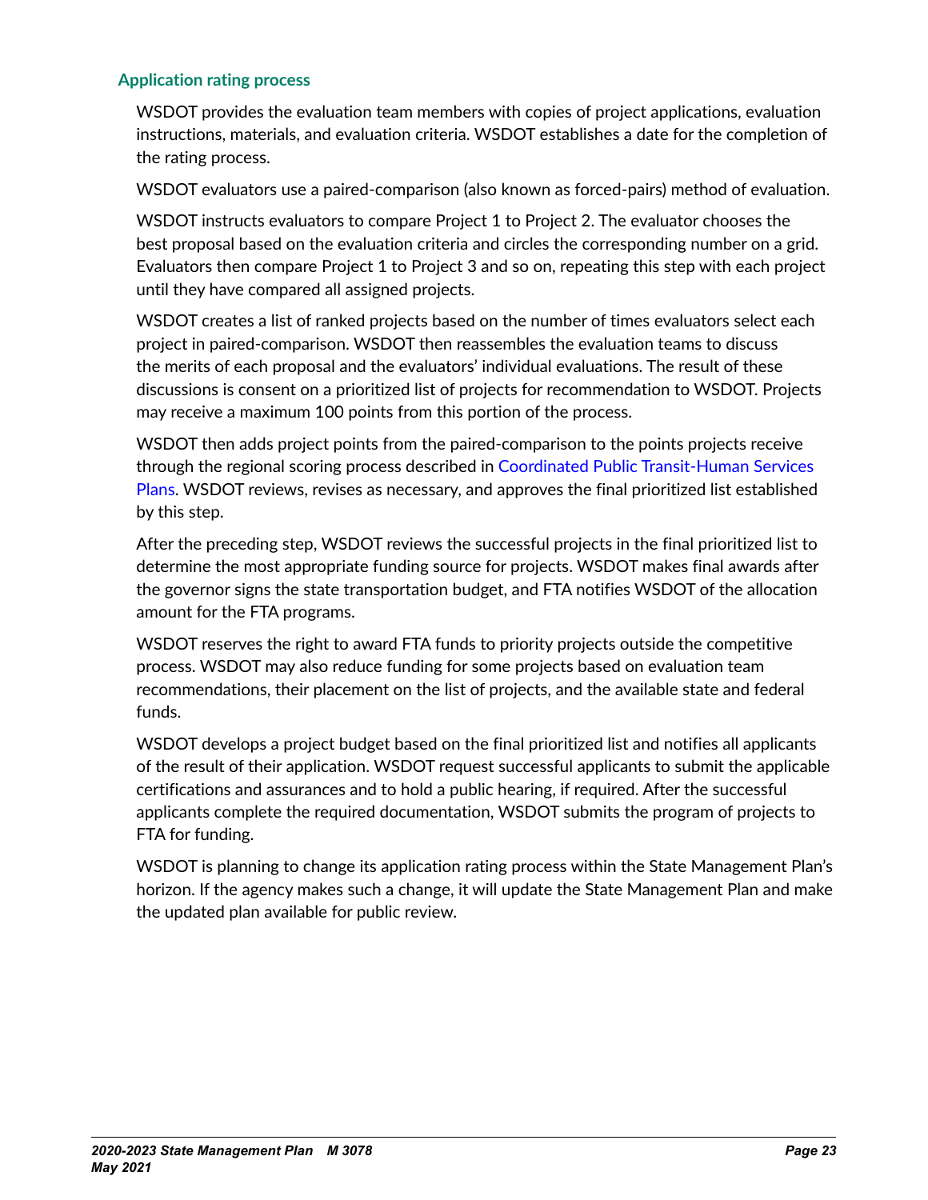### Application rating process

WSDOT provides the evaluation team members with copies of project applications, evaluation instructions, materials, and evaluation criteria. WSDOT establishes a date for the completion of the rating process.

WSDOT evaluators use a paired-comparison (also known as forced-pairs) method of evaluation.

WSDOT instructs evaluators to compare Project 1 to Project 2. The evaluator chooses the best proposal based on the evaluation criteria and circles the corresponding number on a grid. Evaluators then compare Project 1 to Project 3 and so on, repeating this step with each project until they have compared all assigned projects.

WSDOT creates a list of ranked projects based on the number of times evaluators select each project in paired-comparison. WSDOT then reassembles the evaluation teams to discuss the merits of each proposal and the evaluators' individual evaluations. The result of these discussions is consent on a prioritized list of projects for recommendation to WSDOT. Projects may receive a maximum 100 points from this portion of the process.

WSDOT then adds project points from the paired-comparison to the points projects receive through the regional scoring process described in Coordinated Public Transit-Human Services Plans. WSDOT reviews, revises as necessary, and approves the final prioritized list established by this step.

After the preceding step, WSDOT reviews the successful projects in the final prioritized list to determine the most appropriate funding source for projects. WSDOT makes final awards after the governor signs the state transportation budget, and FTA notifies WSDOT of the allocation amount for the FTA programs.

WSDOT reserves the right to award FTA funds to priority projects outside the competitive process. WSDOT may also reduce funding for some projects based on evaluation team recommendations, their placement on the list of projects, and the available state and federal funds.

WSDOT develops a project budget based on the final prioritized list and notifies all applicants of the result of their application. WSDOT request successful applicants to submit the applicable certifications and assurances and to hold a public hearing, if required. After the successful applicants complete the required documentation, WSDOT submits the program of projects to FTA for funding.

WSDOT is planning to change its application rating process within the State Management Plan's horizon. If the agency makes such a change, it will update the State Management Plan and make the updated plan available for public review.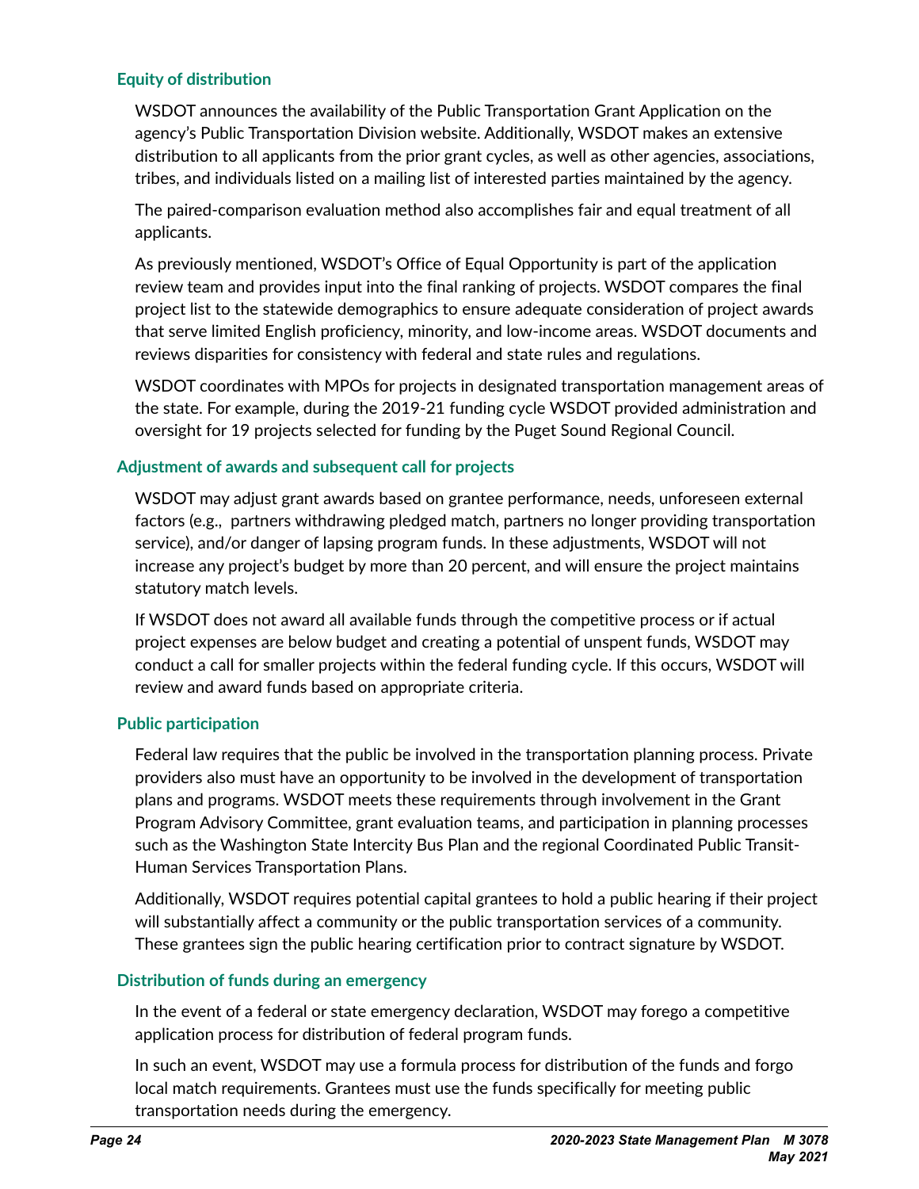### Equity of distribution

WSDOT announces the availability of the Public Transportation Grant Application on the agency's Public Transportation Division website. Additionally, WSDOT makes an extensive distribution to all applicants from the prior grant cycles, as well as other agencies, associations, tribes, and individuals listed on a mailing list of interested parties maintained by the agency.

The paired-comparison evaluation method also accomplishes fair and equal treatment of all applicants.

As previously mentioned, WSDOT's Office of Equal Opportunity is part of the application review team and provides input into the final ranking of projects. WSDOT compares the final project list to the statewide demographics to ensure adequate consideration of project awards that serve limited English proficiency, minority, and low-income areas. WSDOT documents and reviews disparities for consistency with federal and state rules and regulations.

WSDOT coordinates with MPOs for projects in designated transportation management areas of the state. For example, during the 2019-21 funding cycle WSDOT provided administration and oversight for 19 projects selected for funding by the Puget Sound Regional Council.

### Adjustment of awards and subsequent call for projects

WSDOT may adjust grant awards based on grantee performance, needs, unforeseen external factors (e.g., partners withdrawing pledged match, partners no longer providing transportation service), and/or danger of lapsing program funds. In these adjustments, WSDOT will not increase any project's budget by more than 20 percent, and will ensure the project maintains statutory match levels.

If WSDOT does not award all available funds through the competitive process or if actual project expenses are below budget and creating a potential of unspent funds, WSDOT may conduct a call for smaller projects within the federal funding cycle. If this occurs, WSDOT will review and award funds based on appropriate criteria.

### Public participation

Federal law requires that the public be involved in the transportation planning process. Private providers also must have an opportunity to be involved in the development of transportation plans and programs. WSDOT meets these requirements through involvement in the Grant Program Advisory Committee, grant evaluation teams, and participation in planning processes such as the Washington State Intercity Bus Plan and the regional Coordinated Public Transit-Human Services Transportation Plans.

Additionally, WSDOT requires potential capital grantees to hold a public hearing if their project will substantially affect a community or the public transportation services of a community. These grantees sign the public hearing certification prior to contract signature by WSDOT.

### Distribution of funds during an emergency

In the event of a federal or state emergency declaration, WSDOT may forego a competitive application process for distribution of federal program funds.

In such an event, WSDOT may use a formula process for distribution of the funds and forgo local match requirements. Grantees must use the funds specifically for meeting public transportation needs during the emergency.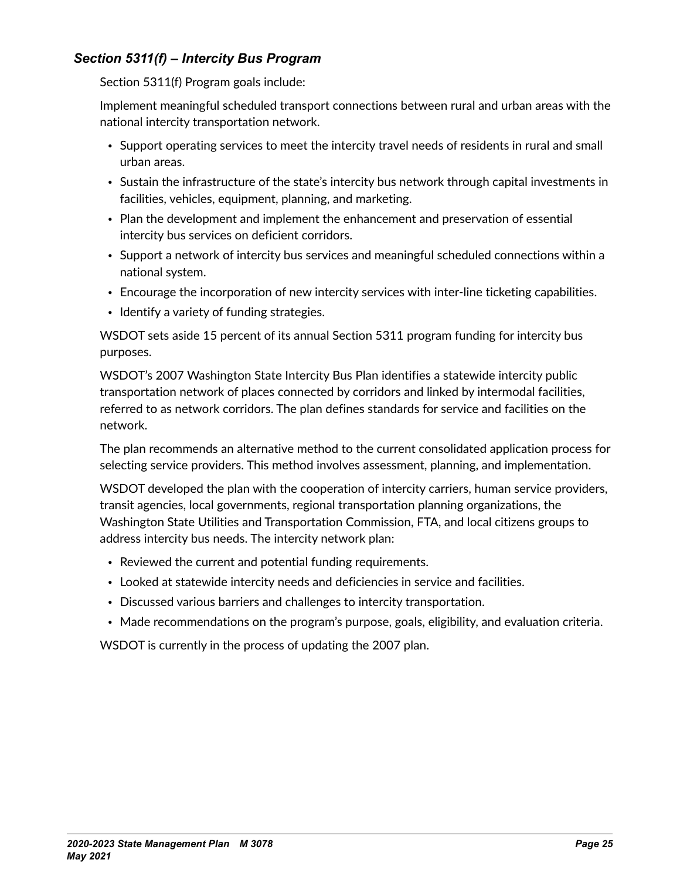### *Section 5311(f) – Intercity Bus Program*

Section 5311(f) Program goals include:

Implement meaningful scheduled transport connections between rural and urban areas with the national intercity transportation network.

- Support operating services to meet the intercity travel needs of residents in rural and small urban areas.
- Sustain the infrastructure of the state's intercity bus network through capital investments in facilities, vehicles, equipment, planning, and marketing.
- Plan the development and implement the enhancement and preservation of essential intercity bus services on deficient corridors.
- Support a network of intercity bus services and meaningful scheduled connections within a national system.
- Encourage the incorporation of new intercity services with inter-line ticketing capabilities.
- Identify a variety of funding strategies.

WSDOT sets aside 15 percent of its annual Section 5311 program funding for intercity bus purposes.

WSDOT's 2007 Washington State Intercity Bus Plan identifies a statewide intercity public transportation network of places connected by corridors and linked by intermodal facilities, referred to as network corridors. The plan defines standards for service and facilities on the network.

The plan recommends an alternative method to the current consolidated application process for selecting service providers. This method involves assessment, planning, and implementation.

WSDOT developed the plan with the cooperation of intercity carriers, human service providers, transit agencies, local governments, regional transportation planning organizations, the Washington State Utilities and Transportation Commission, FTA, and local citizens groups to address intercity bus needs. The intercity network plan:

- Reviewed the current and potential funding requirements.
- Looked at statewide intercity needs and deficiencies in service and facilities.
- Discussed various barriers and challenges to intercity transportation.
- Made recommendations on the program's purpose, goals, eligibility, and evaluation criteria.

WSDOT is currently in the process of updating the 2007 plan.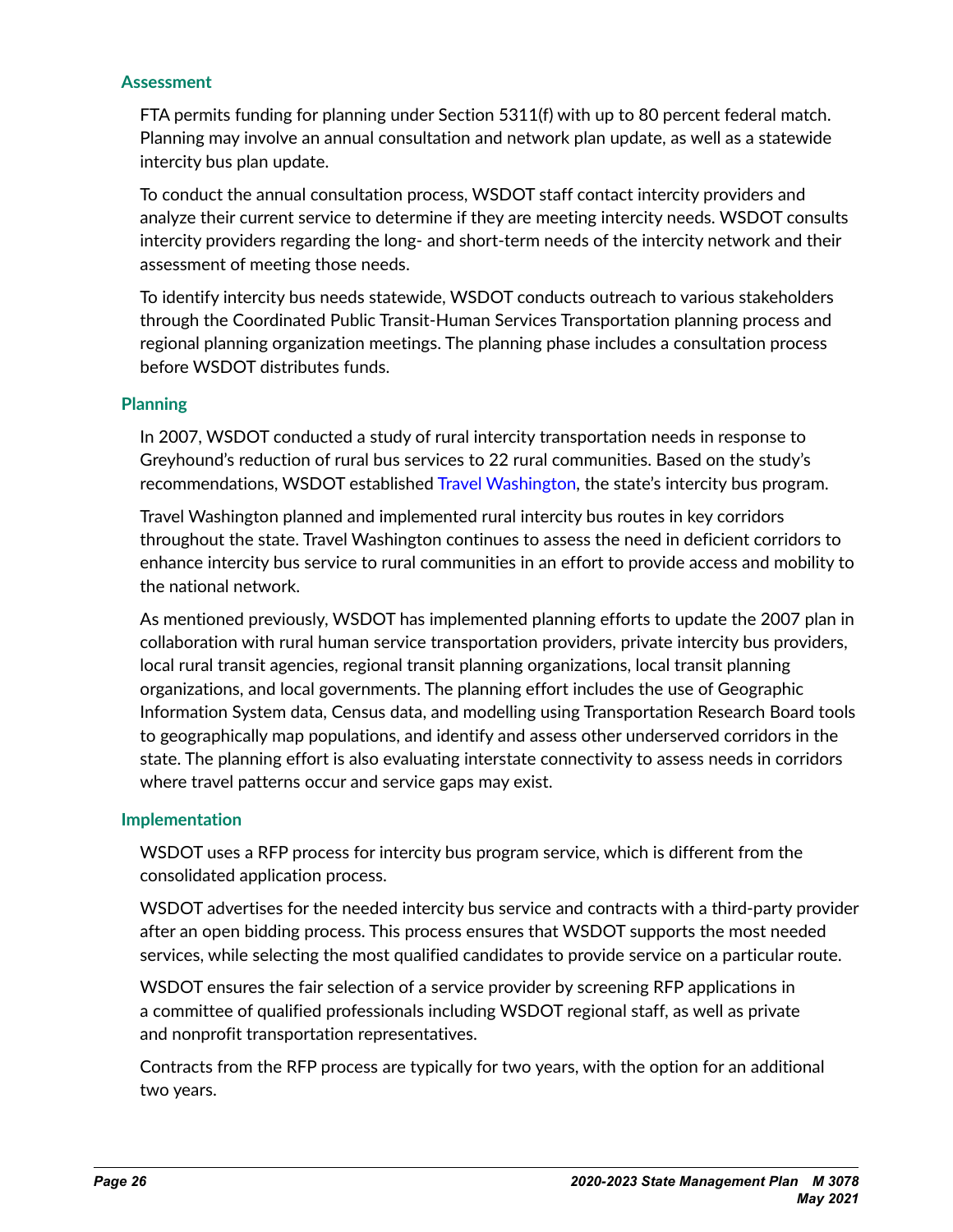### Assessment

FTA permits funding for planning under Section 5311(f) with up to 80 percent federal match. Planning may involve an annual consultation and network plan update, as well as a statewide intercity bus plan update.

To conduct the annual consultation process, WSDOT staff contact intercity providers and analyze their current service to determine if they are meeting intercity needs. WSDOT consults intercity providers regarding the long- and short-term needs of the intercity network and their assessment of meeting those needs.

To identify intercity bus needs statewide, WSDOT conducts outreach to various stakeholders through the Coordinated Public Transit-Human Services Transportation planning process and regional planning organization meetings. The planning phase includes a consultation process before WSDOT distributes funds.

### Planning

In 2007, WSDOT conducted a study of rural intercity transportation needs in response to Greyhound's reduction of rural bus services to 22 rural communities. Based on the study's recommendations, WSDOT established Travel Washington, the state's intercity bus program.

Travel Washington planned and implemented rural intercity bus routes in key corridors throughout the state. Travel Washington continues to assess the need in deficient corridors to enhance intercity bus service to rural communities in an effort to provide access and mobility to the national network.

As mentioned previously, WSDOT has implemented planning efforts to update the 2007 plan in collaboration with rural human service transportation providers, private intercity bus providers, local rural transit agencies, regional transit planning organizations, local transit planning organizations, and local governments. The planning effort includes the use of Geographic Information System data, Census data, and modelling using Transportation Research Board tools to geographically map populations, and identify and assess other underserved corridors in the state. The planning effort is also evaluating interstate connectivity to assess needs in corridors where travel patterns occur and service gaps may exist.

### Implementation

WSDOT uses a RFP process for intercity bus program service, which is different from the consolidated application process.

WSDOT advertises for the needed intercity bus service and contracts with a third-party provider after an open bidding process. This process ensures that WSDOT supports the most needed services, while selecting the most qualified candidates to provide service on a particular route.

WSDOT ensures the fair selection of a service provider by screening RFP applications in a committee of qualified professionals including WSDOT regional staff, as well as private and nonprofit transportation representatives.

Contracts from the RFP process are typically for two years, with the option for an additional two years.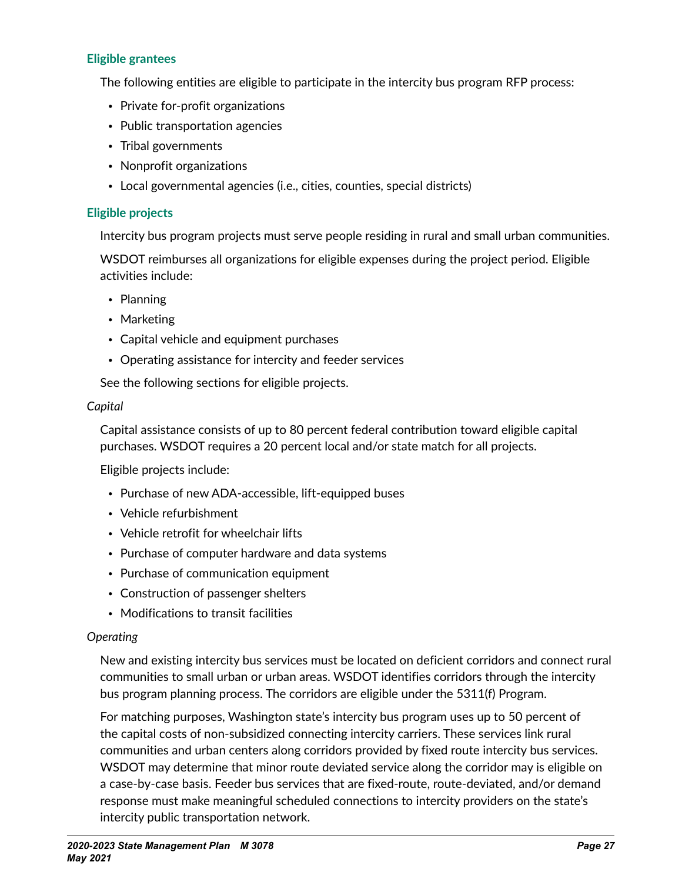### Eligible grantees

The following entities are eligible to participate in the intercity bus program RFP process:

- Private for-profit organizations
- Public transportation agencies
- Tribal governments
- Nonprofit organizations
- Local governmental agencies (i.e., cities, counties, special districts)

### Eligible projects

Intercity bus program projects must serve people residing in rural and small urban communities.

WSDOT reimburses all organizations for eligible expenses during the project period. Eligible activities include:

- Planning
- Marketing
- Capital vehicle and equipment purchases
- Operating assistance for intercity and feeder services

See the following sections for eligible projects.

*Capital*

Capital assistance consists of up to 80 percent federal contribution toward eligible capital purchases. WSDOT requires a 20 percent local and/or state match for all projects.

Eligible projects include:

- Purchase of new ADA-accessible, lift-equipped buses
- Vehicle refurbishment
- Vehicle retrofit for wheelchair lifts
- Purchase of computer hardware and data systems
- Purchase of communication equipment
- Construction of passenger shelters
- Modifications to transit facilities

*Operating*

New and existing intercity bus services must be located on deficient corridors and connect rural communities to small urban or urban areas. WSDOT identifies corridors through the intercity bus program planning process. The corridors are eligible under the 5311(f) Program.

For matching purposes, Washington state's intercity bus program uses up to 50 percent of the capital costs of non-subsidized connecting intercity carriers. These services link rural communities and urban centers along corridors provided by fixed route intercity bus services. WSDOT may determine that minor route deviated service along the corridor may is eligible on a case-by-case basis. Feeder bus services that are fixed-route, route-deviated, and/or demand response must make meaningful scheduled connections to intercity providers on the state's intercity public transportation network.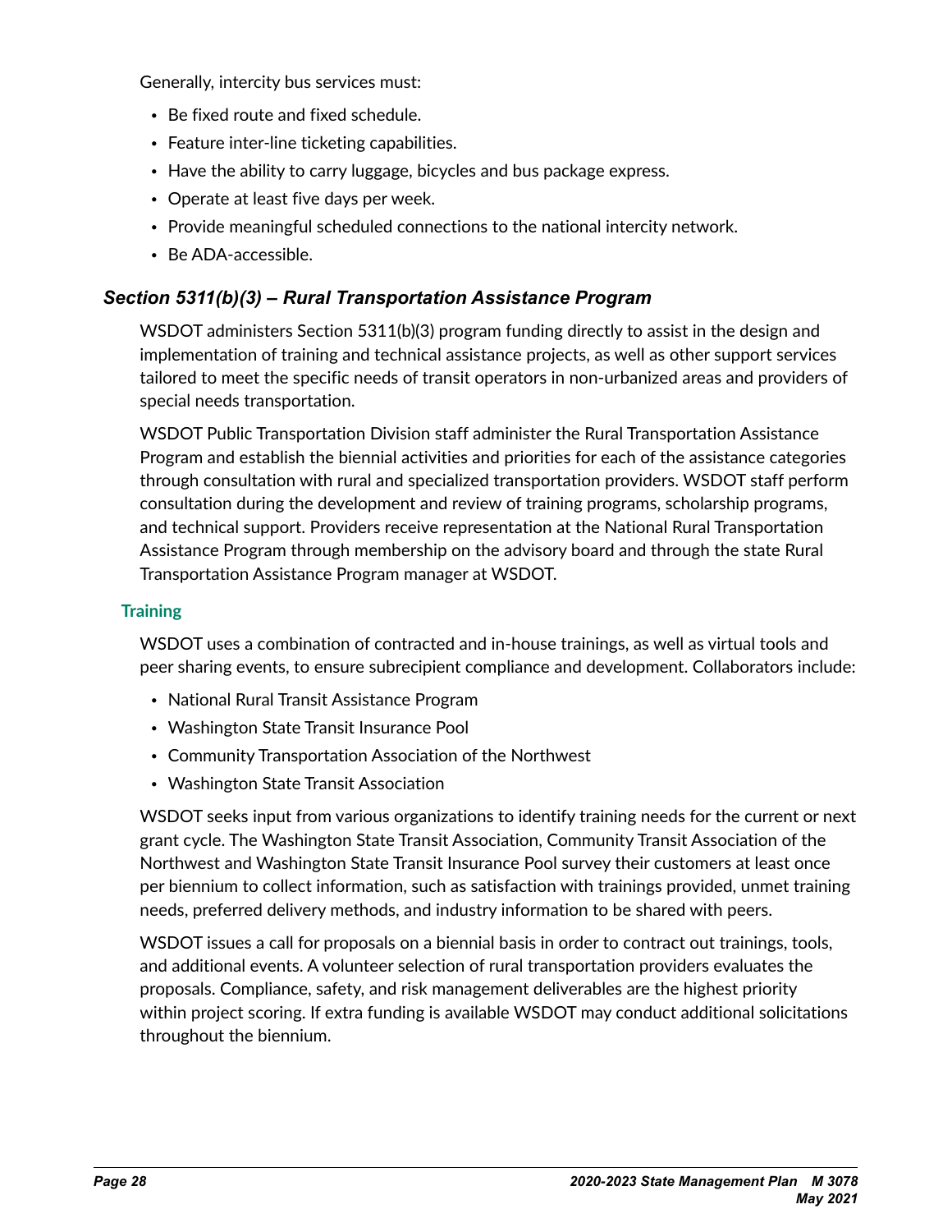Generally, intercity bus services must:

- Be fixed route and fixed schedule.
- Feature inter-line ticketing capabilities.
- Have the ability to carry luggage, bicycles and bus package express.
- Operate at least five days per week.
- Provide meaningful scheduled connections to the national intercity network.
- Be ADA-accessible.

### *Section 5311(b)(3) – Rural Transportation Assistance Program*

WSDOT administers Section 5311(b)(3) program funding directly to assist in the design and implementation of training and technical assistance projects, as well as other support services tailored to meet the specific needs of transit operators in non-urbanized areas and providers of special needs transportation.

WSDOT Public Transportation Division staff administer the Rural Transportation Assistance Program and establish the biennial activities and priorities for each of the assistance categories through consultation with rural and specialized transportation providers. WSDOT staff perform consultation during the development and review of training programs, scholarship programs, and technical support. Providers receive representation at the National Rural Transportation Assistance Program through membership on the advisory board and through the state Rural Transportation Assistance Program manager at WSDOT.

#### Training

WSDOT uses a combination of contracted and in-house trainings, as well as virtual tools and peer sharing events, to ensure subrecipient compliance and development. Collaborators include:

- National Rural Transit Assistance Program
- Washington State Transit Insurance Pool
- Community Transportation Association of the Northwest
- Washington State Transit Association

WSDOT seeks input from various organizations to identify training needs for the current or next grant cycle. The Washington State Transit Association, Community Transit Association of the Northwest and Washington State Transit Insurance Pool survey their customers at least once per biennium to collect information, such as satisfaction with trainings provided, unmet training needs, preferred delivery methods, and industry information to be shared with peers.

WSDOT issues a call for proposals on a biennial basis in order to contract out trainings, tools, and additional events. A volunteer selection of rural transportation providers evaluates the proposals. Compliance, safety, and risk management deliverables are the highest priority within project scoring. If extra funding is available WSDOT may conduct additional solicitations throughout the biennium.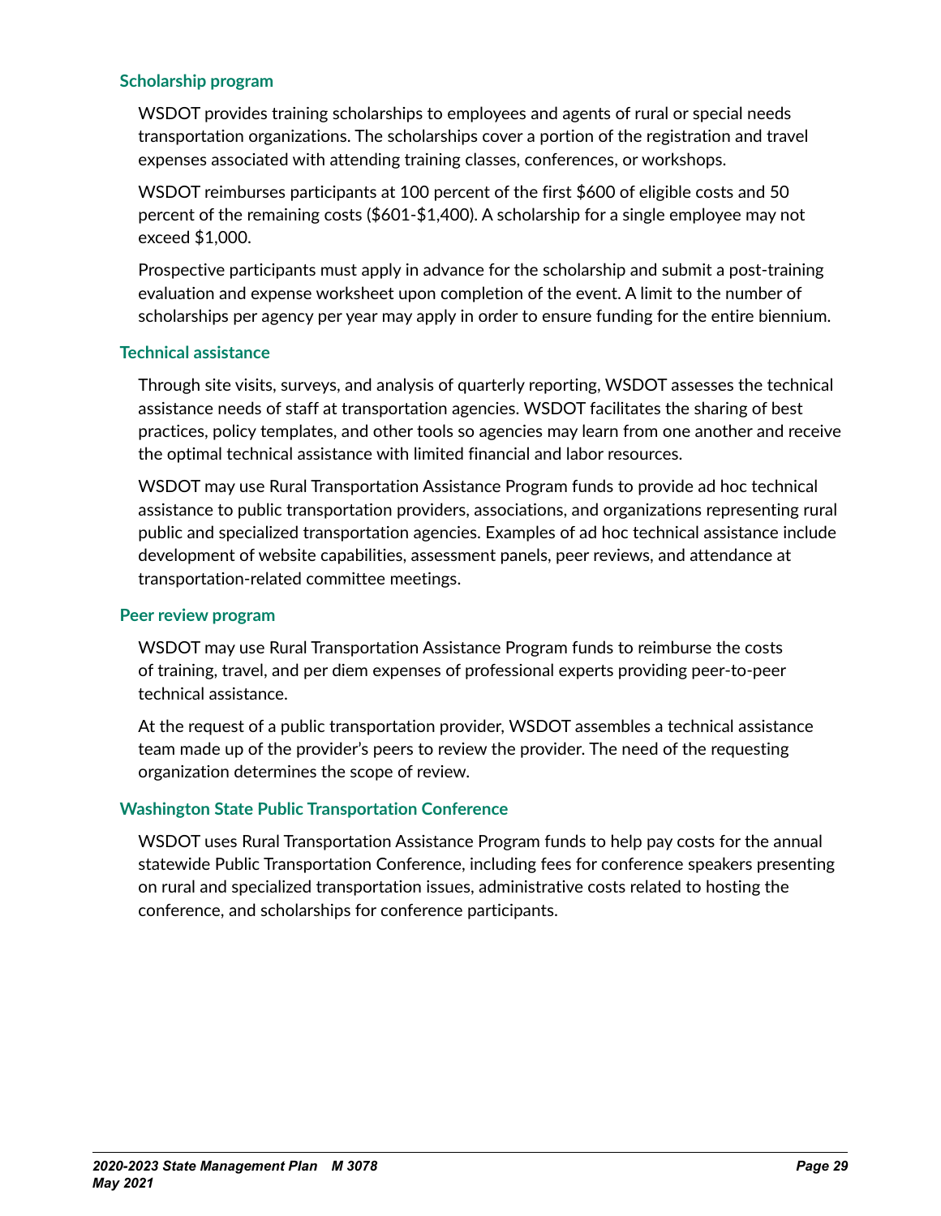### Scholarship program

WSDOT provides training scholarships to employees and agents of rural or special needs transportation organizations. The scholarships cover a portion of the registration and travel expenses associated with attending training classes, conferences, or workshops.

WSDOT reimburses participants at 100 percent of the first $600 of eligible costs and 50 percent of the remaining costs ($601-$1,400). A scholarship for a single employee may not exceed $1,000.

Prospective participants must apply in advance for the scholarship and submit a post-training evaluation and expense worksheet upon completion of the event. A limit to the number of scholarships per agency per year may apply in order to ensure funding for the entire biennium.

### Technical assistance

Through site visits, surveys, and analysis of quarterly reporting, WSDOT assesses the technical assistance needs of staff at transportation agencies. WSDOT facilitates the sharing of best practices, policy templates, and other tools so agencies may learn from one another and receive the optimal technical assistance with limited financial and labor resources.

WSDOT may use Rural Transportation Assistance Program funds to provide ad hoc technical assistance to public transportation providers, associations, and organizations representing rural public and specialized transportation agencies. Examples of ad hoc technical assistance include development of website capabilities, assessment panels, peer reviews, and attendance at transportation-related committee meetings.

### Peer review program

WSDOT may use Rural Transportation Assistance Program funds to reimburse the costs of training, travel, and per diem expenses of professional experts providing peer-to-peer technical assistance.

At the request of a public transportation provider, WSDOT assembles a technical assistance team made up of the provider's peers to review the provider. The need of the requesting organization determines the scope of review.

### Washington State Public Transportation Conference

WSDOT uses Rural Transportation Assistance Program funds to help pay costs for the annual statewide Public Transportation Conference, including fees for conference speakers presenting on rural and specialized transportation issues, administrative costs related to hosting the conference, and scholarships for conference participants.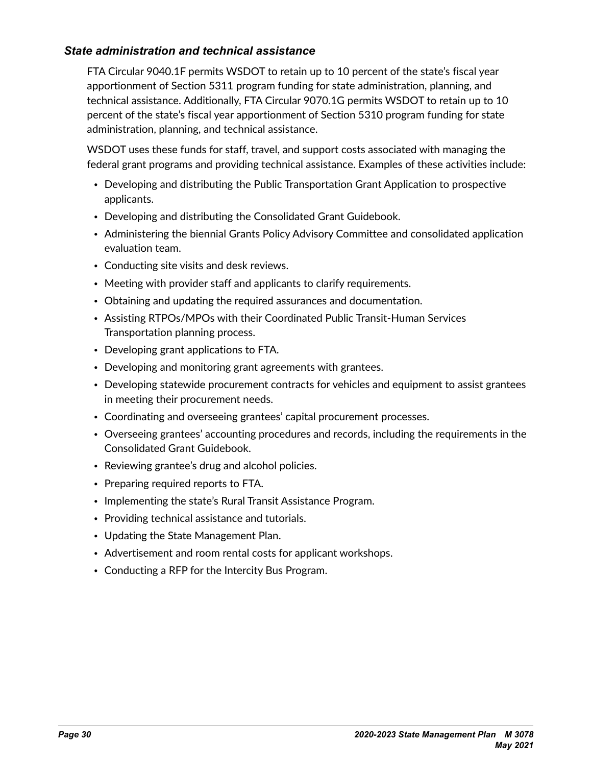### *State administration and technical assistance*

FTA Circular 9040.1F permits WSDOT to retain up to 10 percent of the state's fiscal year apportionment of Section 5311 program funding for state administration, planning, and technical assistance. Additionally, FTA Circular 9070.1G permits WSDOT to retain up to 10 percent of the state's fiscal year apportionment of Section 5310 program funding for state administration, planning, and technical assistance.

WSDOT uses these funds for staff, travel, and support costs associated with managing the federal grant programs and providing technical assistance. Examples of these activities include:

- Developing and distributing the Public Transportation Grant Application to prospective applicants.
- Developing and distributing the Consolidated Grant Guidebook.
- Administering the biennial Grants Policy Advisory Committee and consolidated application evaluation team.
- Conducting site visits and desk reviews.
- Meeting with provider staff and applicants to clarify requirements.
- Obtaining and updating the required assurances and documentation.
- Assisting RTPOs/MPOs with their Coordinated Public Transit-Human Services Transportation planning process.
- Developing grant applications to FTA.
- Developing and monitoring grant agreements with grantees.
- Developing statewide procurement contracts for vehicles and equipment to assist grantees in meeting their procurement needs.
- Coordinating and overseeing grantees' capital procurement processes.
- Overseeing grantees' accounting procedures and records, including the requirements in the Consolidated Grant Guidebook.
- Reviewing grantee's drug and alcohol policies.
- Preparing required reports to FTA.
- Implementing the state's Rural Transit Assistance Program.
- Providing technical assistance and tutorials.
- Updating the State Management Plan.
- Advertisement and room rental costs for applicant workshops.
- Conducting a RFP for the Intercity Bus Program.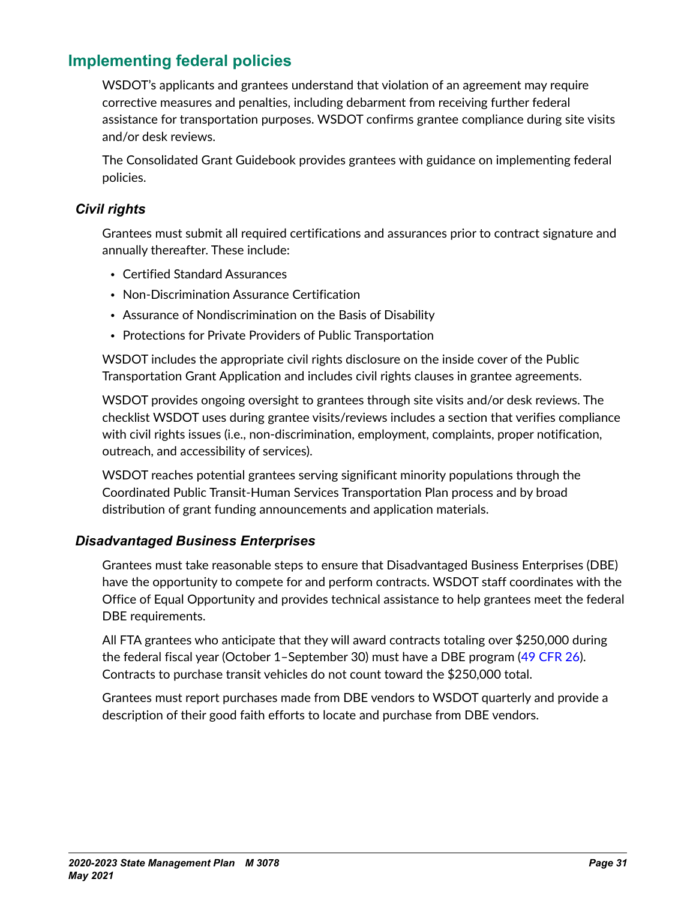## Implementing federal policies

WSDOT's applicants and grantees understand that violation of an agreement may require corrective measures and penalties, including debarment from receiving further federal assistance for transportation purposes. WSDOT confirms grantee compliance during site visits and/or desk reviews.

The Consolidated Grant Guidebook provides grantees with guidance on implementing federal policies.

### *Civil rights*

Grantees must submit all required certifications and assurances prior to contract signature and annually thereafter. These include:

- Certified Standard Assurances
- Non-Discrimination Assurance Certification
- Assurance of Nondiscrimination on the Basis of Disability
- Protections for Private Providers of Public Transportation

WSDOT includes the appropriate civil rights disclosure on the inside cover of the Public Transportation Grant Application and includes civil rights clauses in grantee agreements.

WSDOT provides ongoing oversight to grantees through site visits and/or desk reviews. The checklist WSDOT uses during grantee visits/reviews includes a section that verifies compliance with civil rights issues (i.e., non-discrimination, employment, complaints, proper notification, outreach, and accessibility of services).

WSDOT reaches potential grantees serving significant minority populations through the Coordinated Public Transit-Human Services Transportation Plan process and by broad distribution of grant funding announcements and application materials.

### *Disadvantaged Business Enterprises*

Grantees must take reasonable steps to ensure that Disadvantaged Business Enterprises (DBE) have the opportunity to compete for and perform contracts. WSDOT staff coordinates with the Office of Equal Opportunity and provides technical assistance to help grantees meet the federal DBE requirements.

All FTA grantees who anticipate that they will award contracts totaling over $250,000 during the federal fiscal year (October 1–September 30) must have a DBE program (49 CFR 26). Contracts to purchase transit vehicles do not count toward the $250,000 total.

Grantees must report purchases made from DBE vendors to WSDOT quarterly and provide a description of their good faith efforts to locate and purchase from DBE vendors.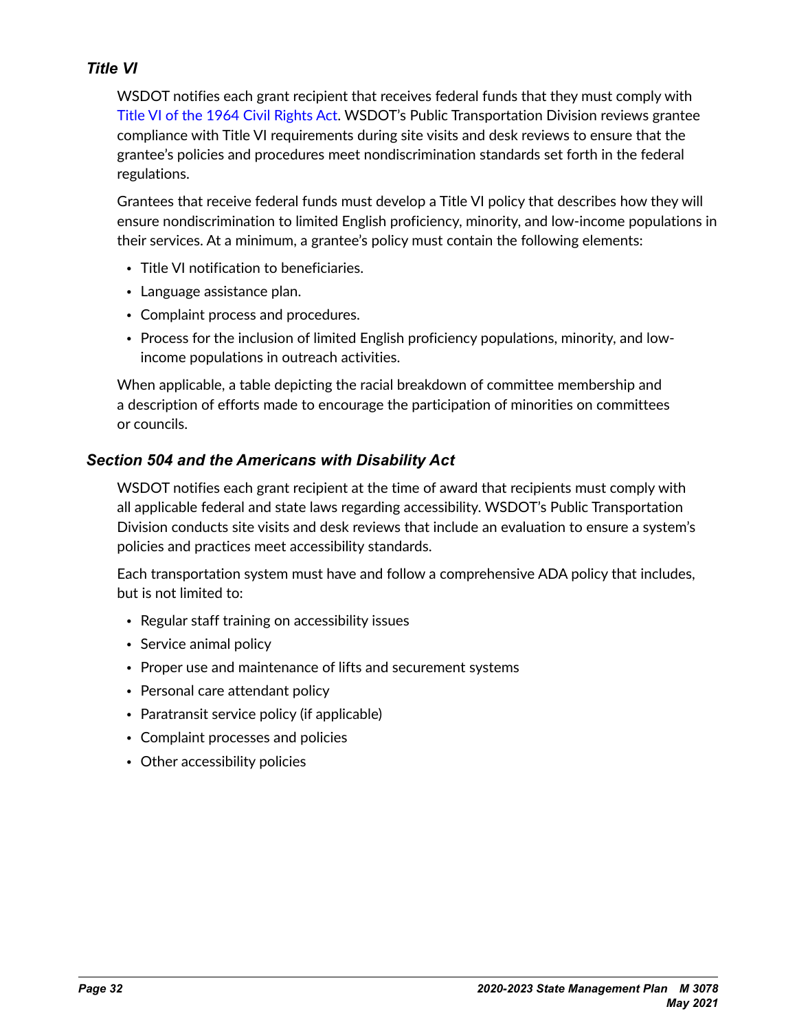### *Title VI*

WSDOT notifies each grant recipient that receives federal funds that they must comply with Title VI of the 1964 Civil Rights Act. WSDOT's Public Transportation Division reviews grantee compliance with Title VI requirements during site visits and desk reviews to ensure that the grantee's policies and procedures meet nondiscrimination standards set forth in the federal regulations.

Grantees that receive federal funds must develop a Title VI policy that describes how they will ensure nondiscrimination to limited English proficiency, minority, and low-income populations in their services. At a minimum, a grantee's policy must contain the following elements:

- Title VI notification to beneficiaries.
- Language assistance plan.
- Complaint process and procedures.
- Process for the inclusion of limited English proficiency populations, minority, and low-income populations in outreach activities.

When applicable, a table depicting the racial breakdown of committee membership and a description of efforts made to encourage the participation of minorities on committees or councils.

### *Section 504 and the Americans with Disability Act*

WSDOT notifies each grant recipient at the time of award that recipients must comply with all applicable federal and state laws regarding accessibility. WSDOT's Public Transportation Division conducts site visits and desk reviews that include an evaluation to ensure a system's policies and practices meet accessibility standards.

Each transportation system must have and follow a comprehensive ADA policy that includes, but is not limited to:

- Regular staff training on accessibility issues
- Service animal policy
- Proper use and maintenance of lifts and securement systems
- Personal care attendant policy
- Paratransit service policy (if applicable)
- Complaint processes and policies
- Other accessibility policies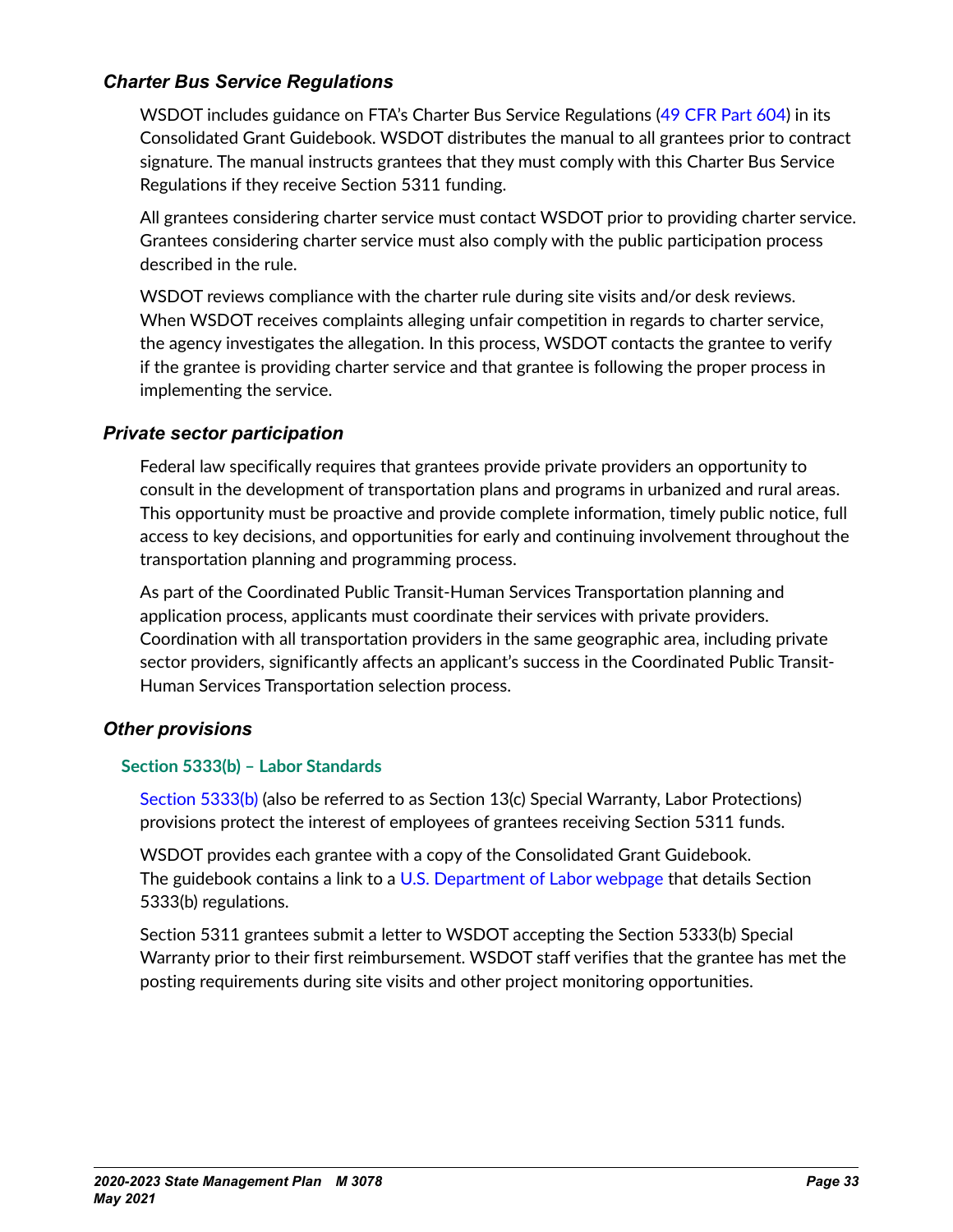### *Charter Bus Service Regulations*

WSDOT includes guidance on FTA's Charter Bus Service Regulations (49 CFR Part 604) in its Consolidated Grant Guidebook. WSDOT distributes the manual to all grantees prior to contract signature. The manual instructs grantees that they must comply with this Charter Bus Service Regulations if they receive Section 5311 funding.

All grantees considering charter service must contact WSDOT prior to providing charter service. Grantees considering charter service must also comply with the public participation process described in the rule.

WSDOT reviews compliance with the charter rule during site visits and/or desk reviews. When WSDOT receives complaints alleging unfair competition in regards to charter service, the agency investigates the allegation. In this process, WSDOT contacts the grantee to verify if the grantee is providing charter service and that grantee is following the proper process in implementing the service.

### *Private sector participation*

Federal law specifically requires that grantees provide private providers an opportunity to consult in the development of transportation plans and programs in urbanized and rural areas. This opportunity must be proactive and provide complete information, timely public notice, full access to key decisions, and opportunities for early and continuing involvement throughout the transportation planning and programming process.

As part of the Coordinated Public Transit-Human Services Transportation planning and application process, applicants must coordinate their services with private providers. Coordination with all transportation providers in the same geographic area, including private sector providers, significantly affects an applicant's success in the Coordinated Public Transit-Human Services Transportation selection process.

### *Other provisions*

#### Section 5333(b) – Labor Standards

Section 5333(b) (also be referred to as Section 13(c) Special Warranty, Labor Protections) provisions protect the interest of employees of grantees receiving Section 5311 funds.

WSDOT provides each grantee with a copy of the Consolidated Grant Guidebook. The guidebook contains a link to a U.S. Department of Labor webpage that details Section 5333(b) regulations.

Section 5311 grantees submit a letter to WSDOT accepting the Section 5333(b) Special Warranty prior to their first reimbursement. WSDOT staff verifies that the grantee has met the posting requirements during site visits and other project monitoring opportunities.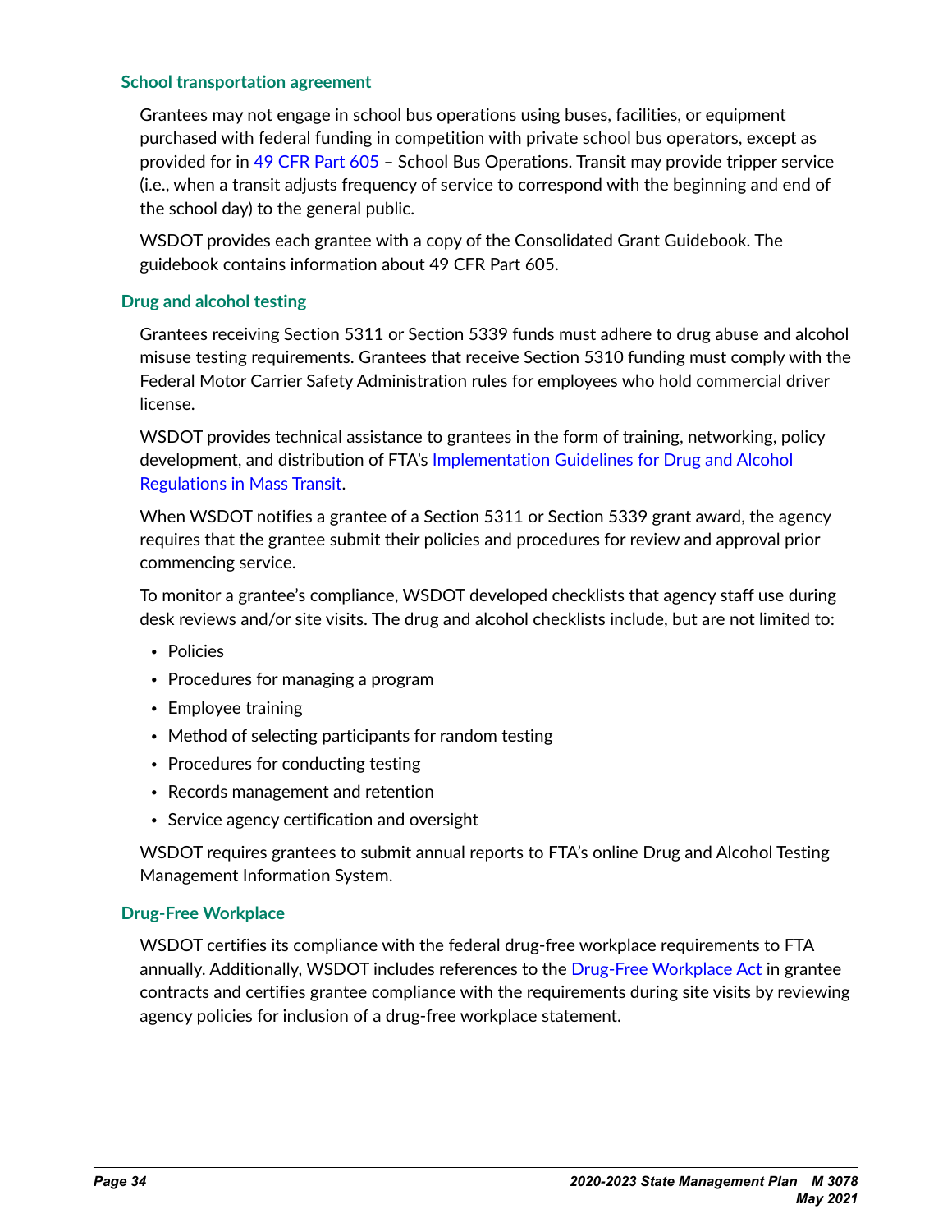### School transportation agreement

Grantees may not engage in school bus operations using buses, facilities, or equipment purchased with federal funding in competition with private school bus operators, except as provided for in 49 CFR Part 605 – School Bus Operations. Transit may provide tripper service (i.e., when a transit adjusts frequency of service to correspond with the beginning and end of the school day) to the general public.

WSDOT provides each grantee with a copy of the Consolidated Grant Guidebook. The guidebook contains information about 49 CFR Part 605.

### Drug and alcohol testing

Grantees receiving Section 5311 or Section 5339 funds must adhere to drug abuse and alcohol misuse testing requirements. Grantees that receive Section 5310 funding must comply with the Federal Motor Carrier Safety Administration rules for employees who hold commercial driver license.

WSDOT provides technical assistance to grantees in the form of training, networking, policy development, and distribution of FTA's Implementation Guidelines for Drug and Alcohol Regulations in Mass Transit.

When WSDOT notifies a grantee of a Section 5311 or Section 5339 grant award, the agency requires that the grantee submit their policies and procedures for review and approval prior commencing service.

To monitor a grantee's compliance, WSDOT developed checklists that agency staff use during desk reviews and/or site visits. The drug and alcohol checklists include, but are not limited to:

- Policies
- Procedures for managing a program
- Employee training
- Method of selecting participants for random testing
- Procedures for conducting testing
- Records management and retention
- Service agency certification and oversight

WSDOT requires grantees to submit annual reports to FTA's online Drug and Alcohol Testing Management Information System.

### Drug-Free Workplace

WSDOT certifies its compliance with the federal drug-free workplace requirements to FTA annually. Additionally, WSDOT includes references to the Drug-Free Workplace Act in grantee contracts and certifies grantee compliance with the requirements during site visits by reviewing agency policies for inclusion of a drug-free workplace statement.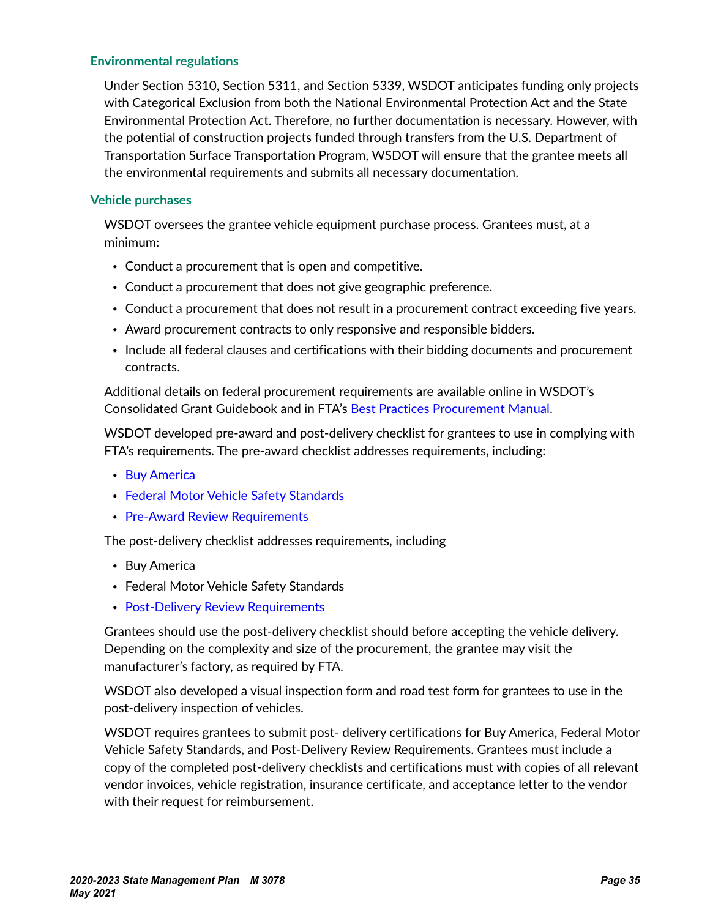### Environmental regulations

Under Section 5310, Section 5311, and Section 5339, WSDOT anticipates funding only projects with Categorical Exclusion from both the National Environmental Protection Act and the State Environmental Protection Act. Therefore, no further documentation is necessary. However, with the potential of construction projects funded through transfers from the U.S. Department of Transportation Surface Transportation Program, WSDOT will ensure that the grantee meets all the environmental requirements and submits all necessary documentation.

### Vehicle purchases

WSDOT oversees the grantee vehicle equipment purchase process. Grantees must, at a minimum:

- Conduct a procurement that is open and competitive.
- Conduct a procurement that does not give geographic preference.
- Conduct a procurement that does not result in a procurement contract exceeding five years.
- Award procurement contracts to only responsive and responsible bidders.
- Include all federal clauses and certifications with their bidding documents and procurement contracts.

Additional details on federal procurement requirements are available online in WSDOT's Consolidated Grant Guidebook and in FTA's Best Practices Procurement Manual.

WSDOT developed pre-award and post-delivery checklist for grantees to use in complying with FTA's requirements. The pre-award checklist addresses requirements, including:

- Buy America
- Federal Motor Vehicle Safety Standards
- Pre-Award Review Requirements

The post-delivery checklist addresses requirements, including

- Buy America
- Federal Motor Vehicle Safety Standards
- Post-Delivery Review Requirements

Grantees should use the post-delivery checklist should before accepting the vehicle delivery. Depending on the complexity and size of the procurement, the grantee may visit the manufacturer's factory, as required by FTA.

WSDOT also developed a visual inspection form and road test form for grantees to use in the post-delivery inspection of vehicles.

WSDOT requires grantees to submit post- delivery certifications for Buy America, Federal Motor Vehicle Safety Standards, and Post-Delivery Review Requirements. Grantees must include a copy of the completed post-delivery checklists and certifications must with copies of all relevant vendor invoices, vehicle registration, insurance certificate, and acceptance letter to the vendor with their request for reimbursement.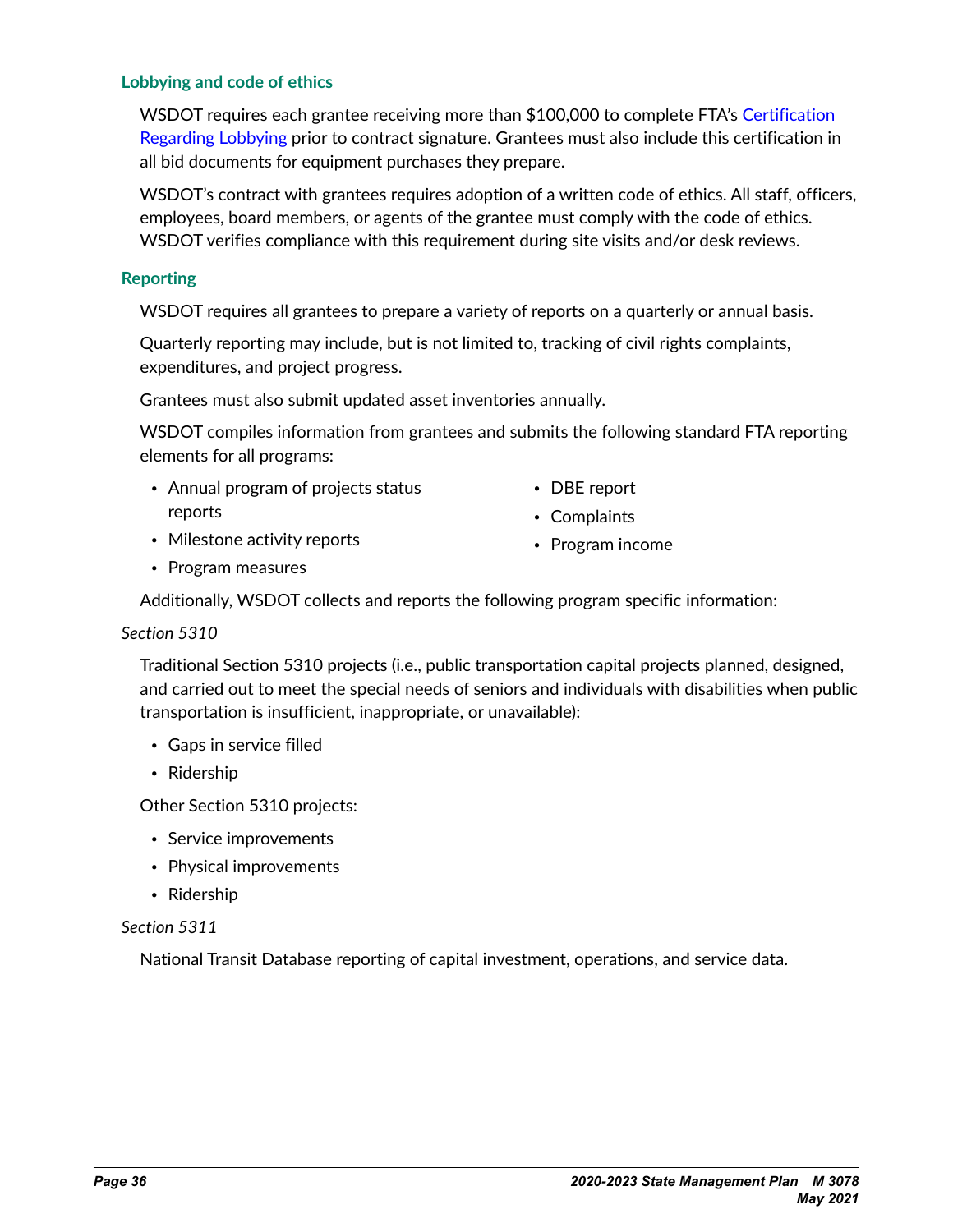### Lobbying and code of ethics

WSDOT requires each grantee receiving more than $100,000 to complete FTA's Certification Regarding Lobbying prior to contract signature. Grantees must also include this certification in all bid documents for equipment purchases they prepare.

WSDOT's contract with grantees requires adoption of a written code of ethics. All staff, officers, employees, board members, or agents of the grantee must comply with the code of ethics. WSDOT verifies compliance with this requirement during site visits and/or desk reviews.

### Reporting

WSDOT requires all grantees to prepare a variety of reports on a quarterly or annual basis.

Quarterly reporting may include, but is not limited to, tracking of civil rights complaints, expenditures, and project progress.

Grantees must also submit updated asset inventories annually.

WSDOT compiles information from grantees and submits the following standard FTA reporting elements for all programs:

- Annual program of projects status reports
- Milestone activity reports
- Program measures
- DBE report
- Complaints
- Program income

Additionally, WSDOT collects and reports the following program specific information:

*Section 5310*

Traditional Section 5310 projects (i.e., public transportation capital projects planned, designed, and carried out to meet the special needs of seniors and individuals with disabilities when public transportation is insufficient, inappropriate, or unavailable):

- Gaps in service filled
- Ridership

Other Section 5310 projects:

- Service improvements
- Physical improvements
- Ridership

*Section 5311*

National Transit Database reporting of capital investment, operations, and service data.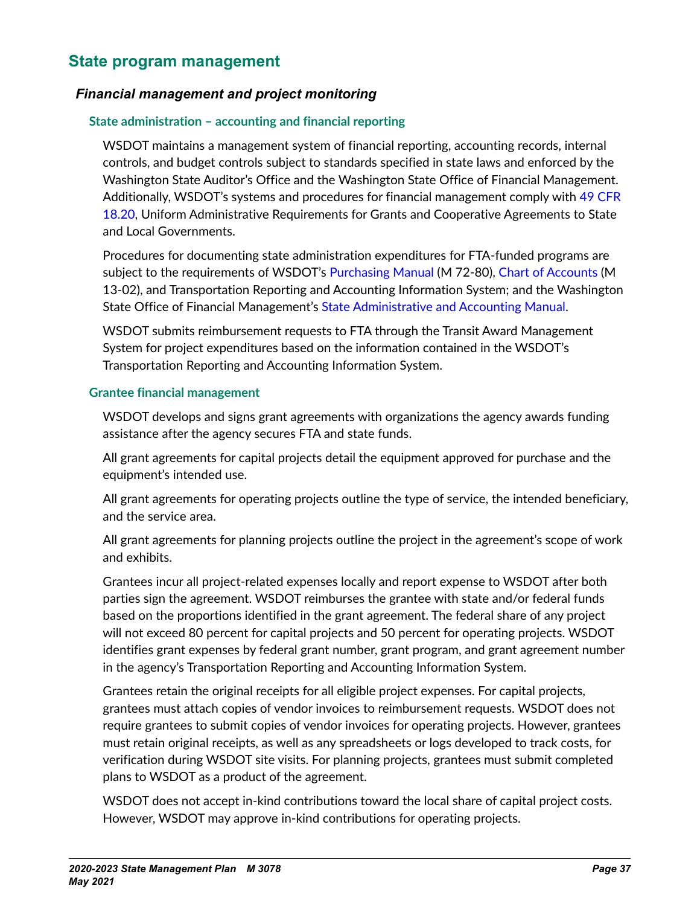## State program management

### *Financial management and project monitoring*

#### State administration – accounting and financial reporting

WSDOT maintains a management system of financial reporting, accounting records, internal controls, and budget controls subject to standards specified in state laws and enforced by the Washington State Auditor's Office and the Washington State Office of Financial Management. Additionally, WSDOT's systems and procedures for financial management comply with 49 CFR 18.20, Uniform Administrative Requirements for Grants and Cooperative Agreements to State and Local Governments.

Procedures for documenting state administration expenditures for FTA-funded programs are subject to the requirements of WSDOT's Purchasing Manual (M 72-80), Chart of Accounts (M 13-02), and Transportation Reporting and Accounting Information System; and the Washington State Office of Financial Management's State Administrative and Accounting Manual.

WSDOT submits reimbursement requests to FTA through the Transit Award Management System for project expenditures based on the information contained in the WSDOT's Transportation Reporting and Accounting Information System.

#### Grantee financial management

WSDOT develops and signs grant agreements with organizations the agency awards funding assistance after the agency secures FTA and state funds.

All grant agreements for capital projects detail the equipment approved for purchase and the equipment's intended use.

All grant agreements for operating projects outline the type of service, the intended beneficiary, and the service area.

All grant agreements for planning projects outline the project in the agreement's scope of work and exhibits.

Grantees incur all project-related expenses locally and report expense to WSDOT after both parties sign the agreement. WSDOT reimburses the grantee with state and/or federal funds based on the proportions identified in the grant agreement. The federal share of any project will not exceed 80 percent for capital projects and 50 percent for operating projects. WSDOT identifies grant expenses by federal grant number, grant program, and grant agreement number in the agency's Transportation Reporting and Accounting Information System.

Grantees retain the original receipts for all eligible project expenses. For capital projects, grantees must attach copies of vendor invoices to reimbursement requests. WSDOT does not require grantees to submit copies of vendor invoices for operating projects. However, grantees must retain original receipts, as well as any spreadsheets or logs developed to track costs, for verification during WSDOT site visits. For planning projects, grantees must submit completed plans to WSDOT as a product of the agreement.

WSDOT does not accept in-kind contributions toward the local share of capital project costs. However, WSDOT may approve in-kind contributions for operating projects.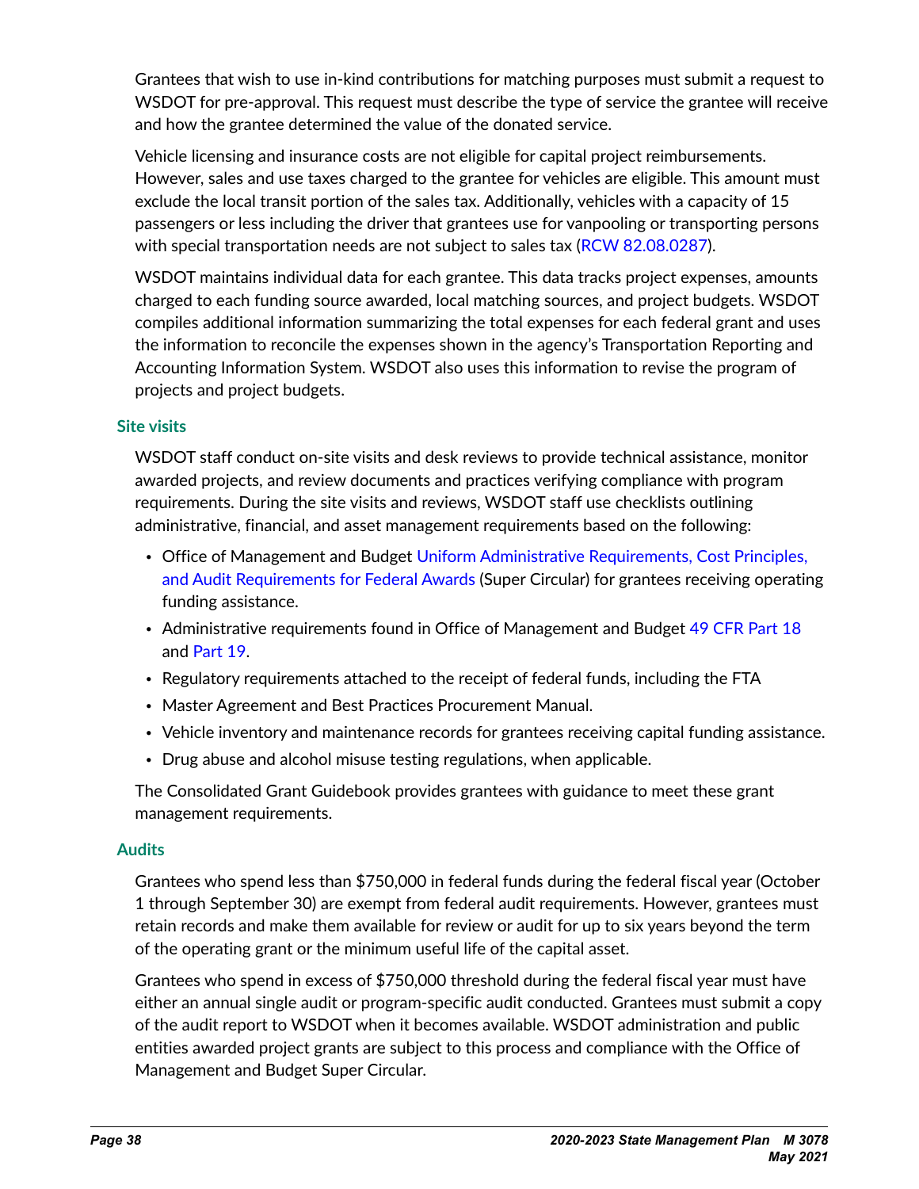Grantees that wish to use in-kind contributions for matching purposes must submit a request to WSDOT for pre-approval. This request must describe the type of service the grantee will receive and how the grantee determined the value of the donated service.

Vehicle licensing and insurance costs are not eligible for capital project reimbursements. However, sales and use taxes charged to the grantee for vehicles are eligible. This amount must exclude the local transit portion of the sales tax. Additionally, vehicles with a capacity of 15 passengers or less including the driver that grantees use for vanpooling or transporting persons with special transportation needs are not subject to sales tax (RCW 82.08.0287).

WSDOT maintains individual data for each grantee. This data tracks project expenses, amounts charged to each funding source awarded, local matching sources, and project budgets. WSDOT compiles additional information summarizing the total expenses for each federal grant and uses the information to reconcile the expenses shown in the agency's Transportation Reporting and Accounting Information System. WSDOT also uses this information to revise the program of projects and project budgets.

### Site visits

WSDOT staff conduct on-site visits and desk reviews to provide technical assistance, monitor awarded projects, and review documents and practices verifying compliance with program requirements. During the site visits and reviews, WSDOT staff use checklists outlining administrative, financial, and asset management requirements based on the following:

- Office of Management and Budget Uniform Administrative Requirements, Cost Principles, and Audit Requirements for Federal Awards (Super Circular) for grantees receiving operating funding assistance.
- Administrative requirements found in Office of Management and Budget 49 CFR Part 18 and Part 19.
- Regulatory requirements attached to the receipt of federal funds, including the FTA
- Master Agreement and Best Practices Procurement Manual.
- Vehicle inventory and maintenance records for grantees receiving capital funding assistance.
- Drug abuse and alcohol misuse testing regulations, when applicable.

The Consolidated Grant Guidebook provides grantees with guidance to meet these grant management requirements.

### Audits

Grantees who spend less than $750,000 in federal funds during the federal fiscal year (October 1 through September 30) are exempt from federal audit requirements. However, grantees must retain records and make them available for review or audit for up to six years beyond the term of the operating grant or the minimum useful life of the capital asset.

Grantees who spend in excess of $750,000 threshold during the federal fiscal year must have either an annual single audit or program-specific audit conducted. Grantees must submit a copy of the audit report to WSDOT when it becomes available. WSDOT administration and public entities awarded project grants are subject to this process and compliance with the Office of Management and Budget Super Circular.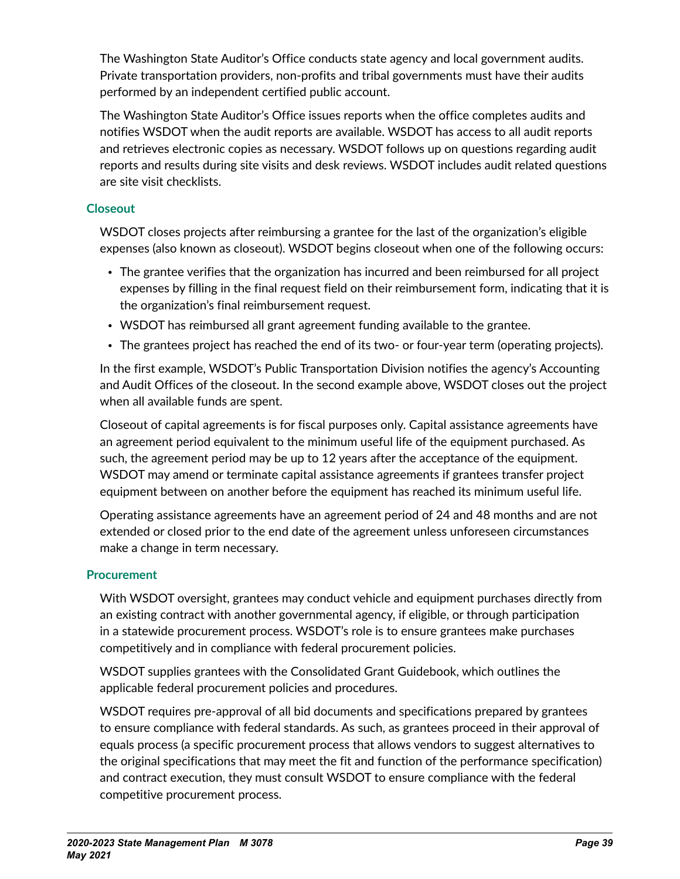The Washington State Auditor's Office conducts state agency and local government audits. Private transportation providers, non-profits and tribal governments must have their audits performed by an independent certified public account.

The Washington State Auditor's Office issues reports when the office completes audits and notifies WSDOT when the audit reports are available. WSDOT has access to all audit reports and retrieves electronic copies as necessary. WSDOT follows up on questions regarding audit reports and results during site visits and desk reviews. WSDOT includes audit related questions are site visit checklists.

### Closeout

WSDOT closes projects after reimbursing a grantee for the last of the organization's eligible expenses (also known as closeout). WSDOT begins closeout when one of the following occurs:

- The grantee verifies that the organization has incurred and been reimbursed for all project expenses by filling in the final request field on their reimbursement form, indicating that it is the organization's final reimbursement request.
- WSDOT has reimbursed all grant agreement funding available to the grantee.
- The grantees project has reached the end of its two- or four-year term (operating projects).

In the first example, WSDOT's Public Transportation Division notifies the agency's Accounting and Audit Offices of the closeout. In the second example above, WSDOT closes out the project when all available funds are spent.

Closeout of capital agreements is for fiscal purposes only. Capital assistance agreements have an agreement period equivalent to the minimum useful life of the equipment purchased. As such, the agreement period may be up to 12 years after the acceptance of the equipment. WSDOT may amend or terminate capital assistance agreements if grantees transfer project equipment between on another before the equipment has reached its minimum useful life.

Operating assistance agreements have an agreement period of 24 and 48 months and are not extended or closed prior to the end date of the agreement unless unforeseen circumstances make a change in term necessary.

### Procurement

With WSDOT oversight, grantees may conduct vehicle and equipment purchases directly from an existing contract with another governmental agency, if eligible, or through participation in a statewide procurement process. WSDOT's role is to ensure grantees make purchases competitively and in compliance with federal procurement policies.

WSDOT supplies grantees with the Consolidated Grant Guidebook, which outlines the applicable federal procurement policies and procedures.

WSDOT requires pre-approval of all bid documents and specifications prepared by grantees to ensure compliance with federal standards. As such, as grantees proceed in their approval of equals process (a specific procurement process that allows vendors to suggest alternatives to the original specifications that may meet the fit and function of the performance specification) and contract execution, they must consult WSDOT to ensure compliance with the federal competitive procurement process.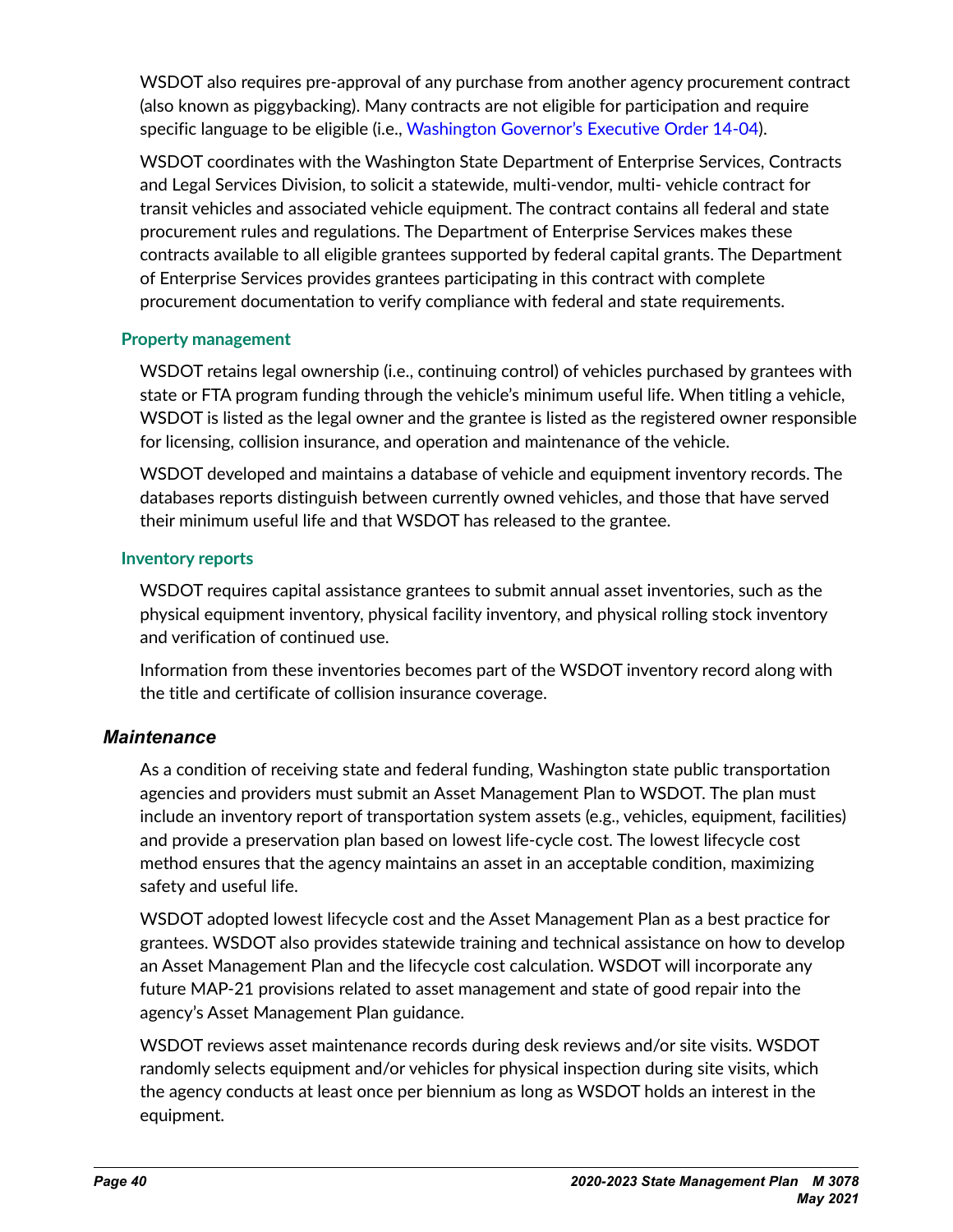WSDOT also requires pre-approval of any purchase from another agency procurement contract (also known as piggybacking). Many contracts are not eligible for participation and require specific language to be eligible (i.e., Washington Governor's Executive Order 14-04).

WSDOT coordinates with the Washington State Department of Enterprise Services, Contracts and Legal Services Division, to solicit a statewide, multi-vendor, multi- vehicle contract for transit vehicles and associated vehicle equipment. The contract contains all federal and state procurement rules and regulations. The Department of Enterprise Services makes these contracts available to all eligible grantees supported by federal capital grants. The Department of Enterprise Services provides grantees participating in this contract with complete procurement documentation to verify compliance with federal and state requirements.

#### Property management

WSDOT retains legal ownership (i.e., continuing control) of vehicles purchased by grantees with state or FTA program funding through the vehicle's minimum useful life. When titling a vehicle, WSDOT is listed as the legal owner and the grantee is listed as the registered owner responsible for licensing, collision insurance, and operation and maintenance of the vehicle.

WSDOT developed and maintains a database of vehicle and equipment inventory records. The databases reports distinguish between currently owned vehicles, and those that have served their minimum useful life and that WSDOT has released to the grantee.

#### Inventory reports

WSDOT requires capital assistance grantees to submit annual asset inventories, such as the physical equipment inventory, physical facility inventory, and physical rolling stock inventory and verification of continued use.

Information from these inventories becomes part of the WSDOT inventory record along with the title and certificate of collision insurance coverage.

### *Maintenance*

As a condition of receiving state and federal funding, Washington state public transportation agencies and providers must submit an Asset Management Plan to WSDOT. The plan must include an inventory report of transportation system assets (e.g., vehicles, equipment, facilities) and provide a preservation plan based on lowest life-cycle cost. The lowest lifecycle cost method ensures that the agency maintains an asset in an acceptable condition, maximizing safety and useful life.

WSDOT adopted lowest lifecycle cost and the Asset Management Plan as a best practice for grantees. WSDOT also provides statewide training and technical assistance on how to develop an Asset Management Plan and the lifecycle cost calculation. WSDOT will incorporate any future MAP-21 provisions related to asset management and state of good repair into the agency's Asset Management Plan guidance.

WSDOT reviews asset maintenance records during desk reviews and/or site visits. WSDOT randomly selects equipment and/or vehicles for physical inspection during site visits, which the agency conducts at least once per biennium as long as WSDOT holds an interest in the equipment.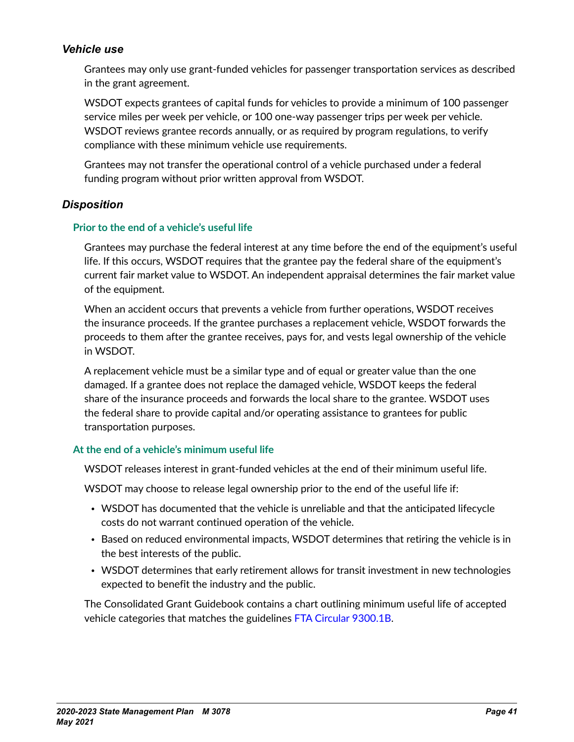### *Vehicle use*

Grantees may only use grant-funded vehicles for passenger transportation services as described in the grant agreement.

WSDOT expects grantees of capital funds for vehicles to provide a minimum of 100 passenger service miles per week per vehicle, or 100 one-way passenger trips per week per vehicle. WSDOT reviews grantee records annually, or as required by program regulations, to verify compliance with these minimum vehicle use requirements.

Grantees may not transfer the operational control of a vehicle purchased under a federal funding program without prior written approval from WSDOT.

### *Disposition*

#### Prior to the end of a vehicle's useful life

Grantees may purchase the federal interest at any time before the end of the equipment's useful life. If this occurs, WSDOT requires that the grantee pay the federal share of the equipment's current fair market value to WSDOT. An independent appraisal determines the fair market value of the equipment.

When an accident occurs that prevents a vehicle from further operations, WSDOT receives the insurance proceeds. If the grantee purchases a replacement vehicle, WSDOT forwards the proceeds to them after the grantee receives, pays for, and vests legal ownership of the vehicle in WSDOT.

A replacement vehicle must be a similar type and of equal or greater value than the one damaged. If a grantee does not replace the damaged vehicle, WSDOT keeps the federal share of the insurance proceeds and forwards the local share to the grantee. WSDOT uses the federal share to provide capital and/or operating assistance to grantees for public transportation purposes.

#### At the end of a vehicle's minimum useful life

WSDOT releases interest in grant-funded vehicles at the end of their minimum useful life.

WSDOT may choose to release legal ownership prior to the end of the useful life if:

- WSDOT has documented that the vehicle is unreliable and that the anticipated lifecycle costs do not warrant continued operation of the vehicle.
- Based on reduced environmental impacts, WSDOT determines that retiring the vehicle is in the best interests of the public.
- WSDOT determines that early retirement allows for transit investment in new technologies expected to benefit the industry and the public.

The Consolidated Grant Guidebook contains a chart outlining minimum useful life of accepted vehicle categories that matches the guidelines FTA Circular 9300.1B.